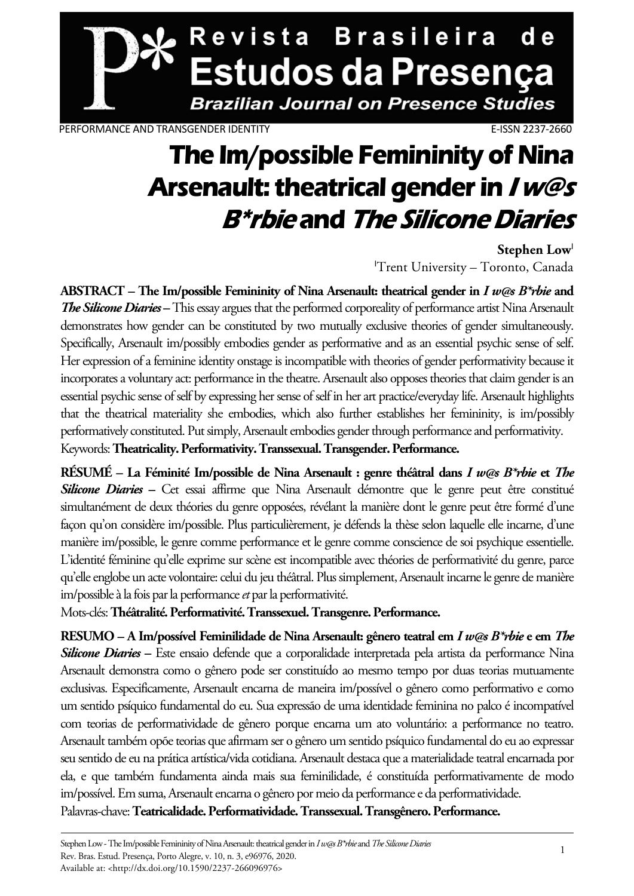PERFORMANCE AND TRANSGENDER IDENTITY E-ISSN 2237-2660

# The Im/possible Femininity of Nina Arsenault: theatrical gender in *I w@s B*rbie* and *The Silicone Diaries*

**Stephen Low**[I]

[I]Trent University – Toronto, Canada

**ABSTRACT – The Im/possible Femininity of Nina Arsenault: theatrical gender in *I w@s B*rbie* and *The Silicone Diaries* –** This essay argues that the performed corporeality of performance artist Nina Arsenault demonstrates how gender can be constituted by two mutually exclusive theories of gender simultaneously. Specifically, Arsenault im/possibly embodies gender as performative and as an essential psychic sense of self. Her expression of a feminine identity onstage is incompatible with theories of gender performativity because it incorporates a voluntary act: performance in the theatre. Arsenault also opposes theories that claim gender is an essential psychic sense of self by expressing her sense of self in her art practice/everyday life. Arsenault highlights that the theatrical materiality she embodies, which also further establishes her femininity, is im/possibly performatively constituted. Put simply, Arsenault embodies gender through performance and performativity.

Keywords: **Theatricality. Performativity. Transsexual. Transgender. Performance.**

**RÉSUMÉ – La Féminité Im/possible de Nina Arsenault : genre théâtral dans *I w@s B*rbie* et *The Silicone Diaries* –** Cet essai affirme que Nina Arsenault démontre que le genre peut être constitué simultanément de deux théories du genre opposées, révélant la manière dont le genre peut être formé d'une façon qu'on considère im/possible. Plus particulièrement, je défends la thèse selon laquelle elle incarne, d'une manière im/possible, le genre comme performance et le genre comme conscience de soi psychique essentielle. L'identité féminine qu'elle exprime sur scène est incompatible avec théories de performativité du genre, parce qu'elle englobe un acte volontaire: celui du jeu théâtral. Plus simplement, Arsenault incarne le genre de manière im/possible à la fois par la performance *et* par la performativité.

Mots-clés: **Théâtralité. Performativité. Transsexuel. Transgenre. Performance.**

**RESUMO – A Im/possível Feminilidade de Nina Arsenault: gênero teatral em *I w@s B*rbie* e em *The Silicone Diaries* –** Este ensaio defende que a corporalidade interpretada pela artista da performance Nina Arsenault demonstra como o gênero pode ser constituído ao mesmo tempo por duas teorias mutuamente exclusivas. Especificamente, Arsenault encarna de maneira im/possível o gênero como performativo e como um sentido psíquico fundamental do eu. Sua expressão de uma identidade feminina no palco é incompatível com teorias de performatividade de gênero porque encarna um ato voluntário: a performance no teatro. Arsenault também opõe teorias que afirmam ser o gênero um sentido psíquico fundamental do eu ao expressar seu sentido de eu na prática artística/vida cotidiana. Arsenault destaca que a materialidade teatral encarnada por ela, e que também fundamenta ainda mais sua feminilidade, é constituída performativamente de modo im/possível. Em suma, Arsenault encarna o gênero por meio da performance e da performatividade.

Palavras-chave: **Teatricalidade. Performatividade. Transsexual. Transgênero. Performance.**

Stephen Low - The Im/possible Femininity of Nina Arsenault: theatrical gender in *I w@s B*rbie* and *The Silicone Diaries*
Rev. Bras. Estud. Presença, Porto Alegre, v. 10, n. 3, e96976, 2020.
Available at: <http://dx.doi.org/10.1590/2237-266096976>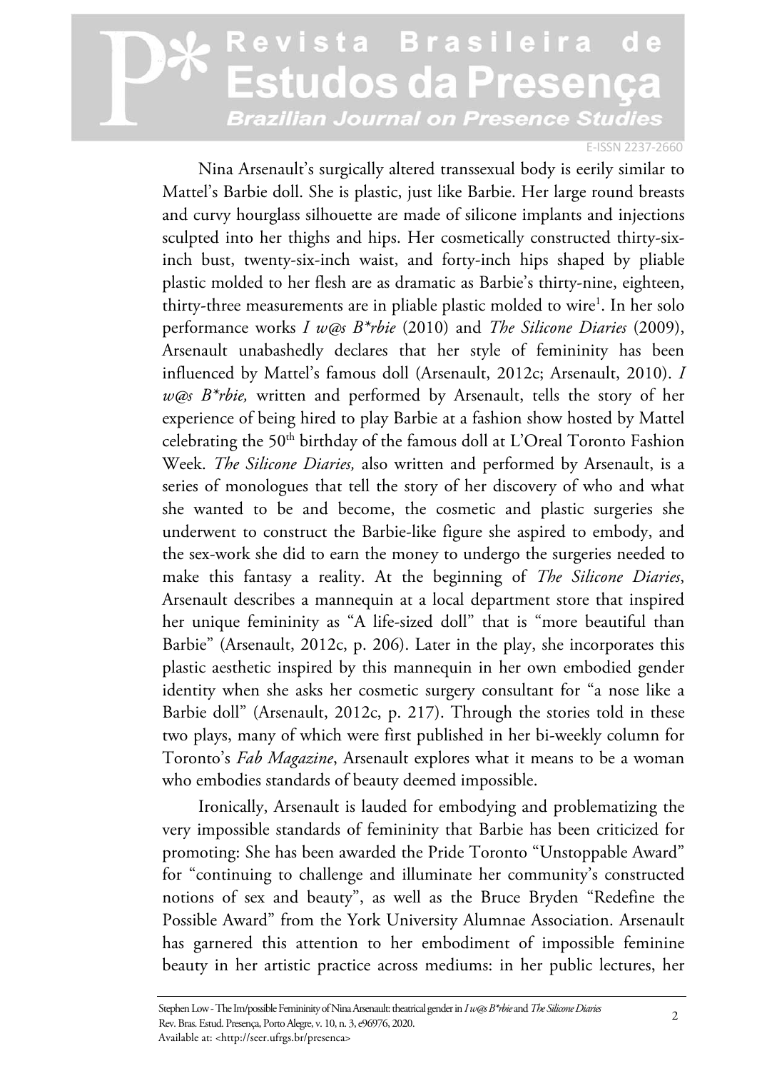Nina Arsenault's surgically altered transsexual body is eerily similar to Mattel's Barbie doll. She is plastic, just like Barbie. Her large round breasts and curvy hourglass silhouette are made of silicone implants and injections sculpted into her thighs and hips. Her cosmetically constructed thirty-six-inch bust, twenty-six-inch waist, and forty-inch hips shaped by pliable plastic molded to her flesh are as dramatic as Barbie's thirty-nine, eighteen, thirty-three measurements are in pliable plastic molded to wire[1]. In her solo performance works *I w@s B*rbie* (2010) and *The Silicone Diaries* (2009), Arsenault unabashedly declares that her style of femininity has been influenced by Mattel's famous doll (Arsenault, 2012c; Arsenault, 2010). *I w@s B*rbie,* written and performed by Arsenault, tells the story of her experience of being hired to play Barbie at a fashion show hosted by Mattel celebrating the 50th birthday of the famous doll at L'Oreal Toronto Fashion Week. *The Silicone Diaries,* also written and performed by Arsenault, is a series of monologues that tell the story of her discovery of who and what she wanted to be and become, the cosmetic and plastic surgeries she underwent to construct the Barbie-like figure she aspired to embody, and the sex-work she did to earn the money to undergo the surgeries needed to make this fantasy a reality. At the beginning of *The Silicone Diaries*, Arsenault describes a mannequin at a local department store that inspired her unique femininity as "A life-sized doll" that is "more beautiful than Barbie" (Arsenault, 2012c, p. 206). Later in the play, she incorporates this plastic aesthetic inspired by this mannequin in her own embodied gender identity when she asks her cosmetic surgery consultant for "a nose like a Barbie doll" (Arsenault, 2012c, p. 217). Through the stories told in these two plays, many of which were first published in her bi-weekly column for Toronto's *Fab Magazine*, Arsenault explores what it means to be a woman who embodies standards of beauty deemed impossible.

Ironically, Arsenault is lauded for embodying and problematizing the very impossible standards of femininity that Barbie has been criticized for promoting: She has been awarded the Pride Toronto "Unstoppable Award" for "continuing to challenge and illuminate her community's constructed notions of sex and beauty", as well as the Bruce Bryden "Redefine the Possible Award" from the York University Alumnae Association. Arsenault has garnered this attention to her embodiment of impossible feminine beauty in her artistic practice across mediums: in her public lectures, her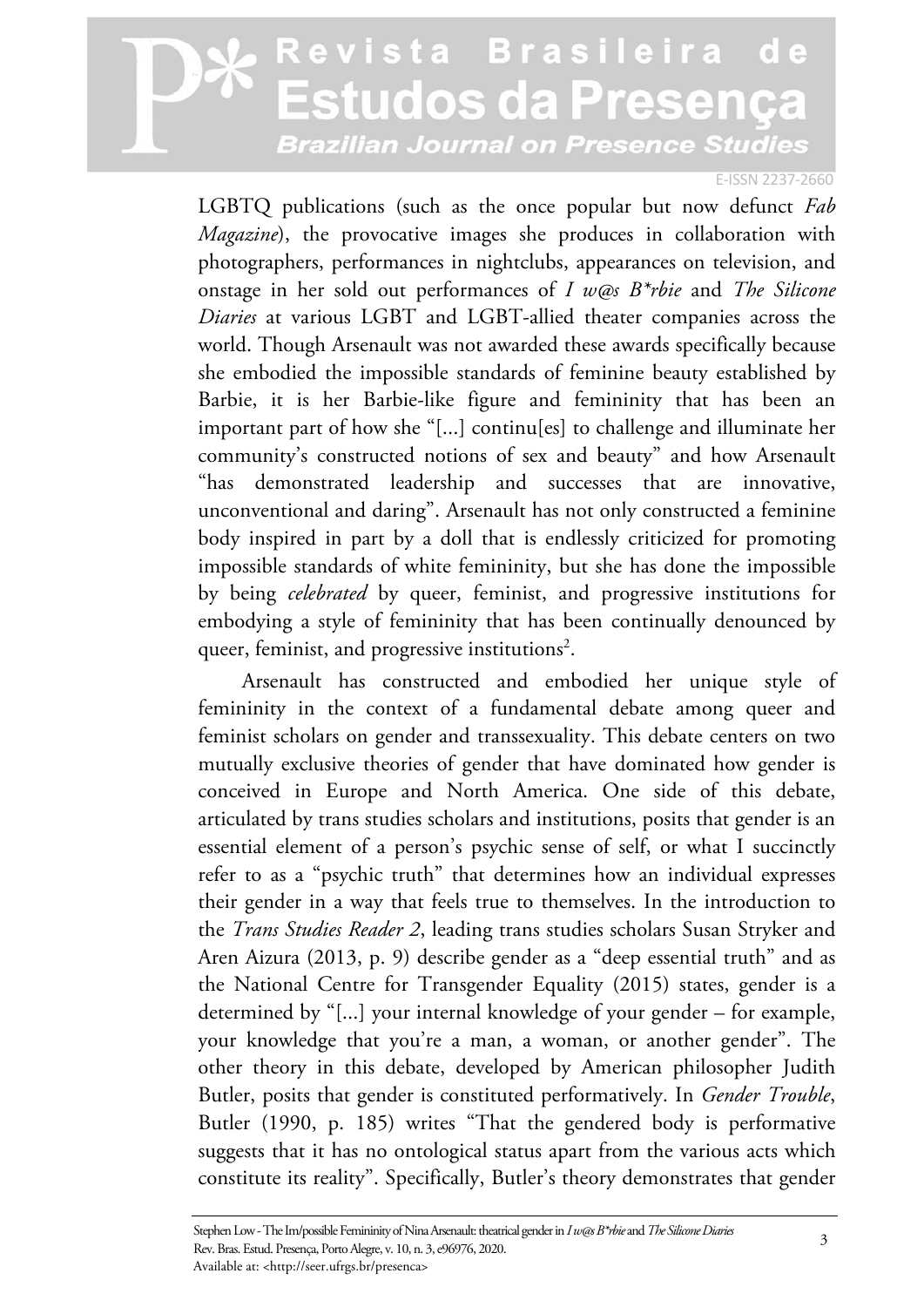LGBTQ publications (such as the once popular but now defunct *Fab Magazine*), the provocative images she produces in collaboration with photographers, performances in nightclubs, appearances on television, and onstage in her sold out performances of *I w@s B*rbie* and *The Silicone Diaries* at various LGBT and LGBT-allied theater companies across the world. Though Arsenault was not awarded these awards specifically because she embodied the impossible standards of feminine beauty established by Barbie, it is her Barbie-like figure and femininity that has been an important part of how she "[...] continu[es] to challenge and illuminate her community's constructed notions of sex and beauty" and how Arsenault "has demonstrated leadership and successes that are innovative, unconventional and daring". Arsenault has not only constructed a feminine body inspired in part by a doll that is endlessly criticized for promoting impossible standards of white femininity, but she has done the impossible by being *celebrated* by queer, feminist, and progressive institutions for embodying a style of femininity that has been continually denounced by queer, feminist, and progressive institutions[2].

Arsenault has constructed and embodied her unique style of femininity in the context of a fundamental debate among queer and feminist scholars on gender and transsexuality. This debate centers on two mutually exclusive theories of gender that have dominated how gender is conceived in Europe and North America. One side of this debate, articulated by trans studies scholars and institutions, posits that gender is an essential element of a person's psychic sense of self, or what I succinctly refer to as a "psychic truth" that determines how an individual expresses their gender in a way that feels true to themselves. In the introduction to the *Trans Studies Reader 2*, leading trans studies scholars Susan Stryker and Aren Aizura (2013, p. 9) describe gender as a "deep essential truth" and as the National Centre for Transgender Equality (2015) states, gender is a determined by "[...] your internal knowledge of your gender – for example, your knowledge that you're a man, a woman, or another gender". The other theory in this debate, developed by American philosopher Judith Butler, posits that gender is constituted performatively. In *Gender Trouble*, Butler (1990, p. 185) writes "That the gendered body is performative suggests that it has no ontological status apart from the various acts which constitute its reality". Specifically, Butler's theory demonstrates that gender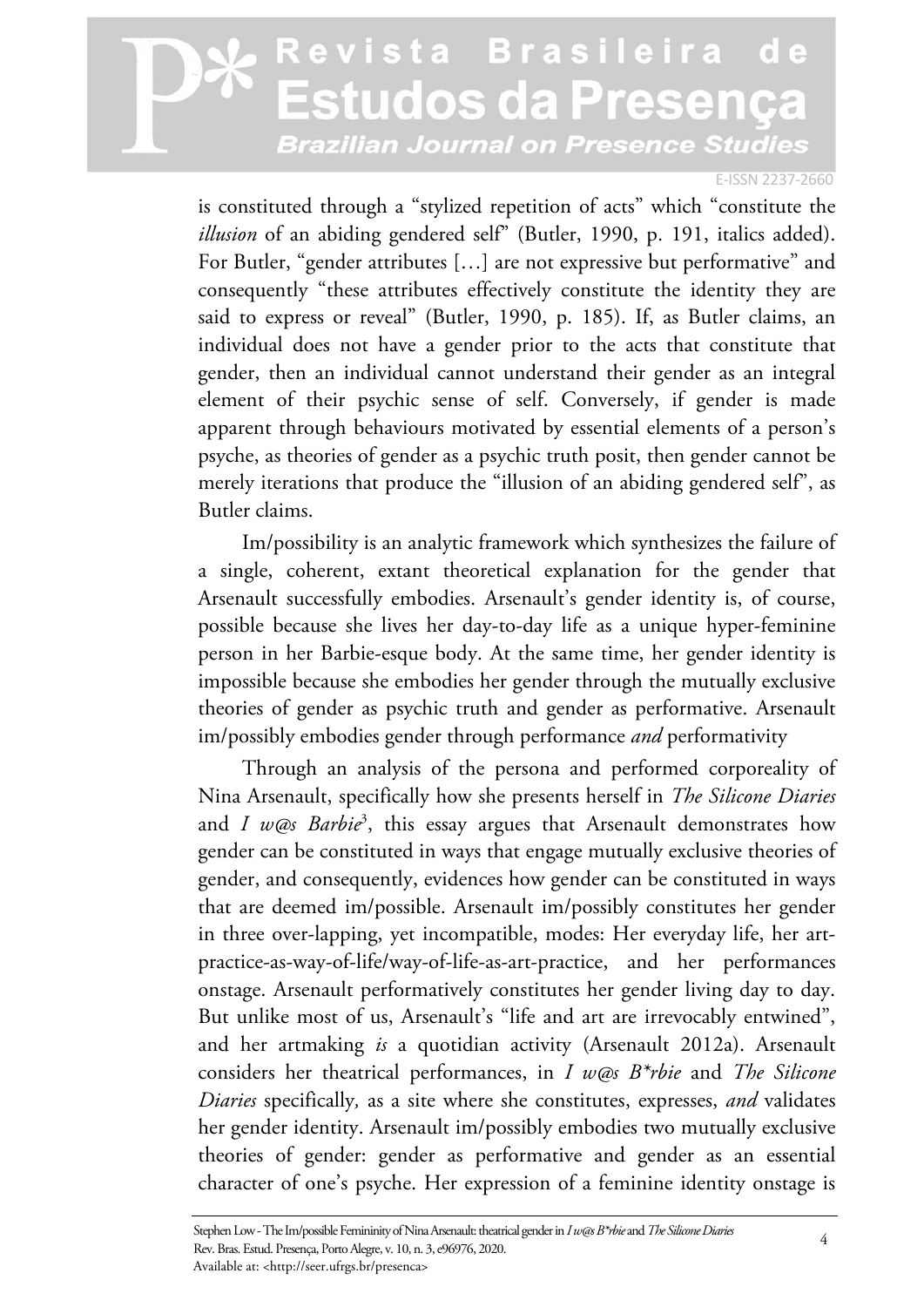is constituted through a "stylized repetition of acts" which "constitute the *illusion* of an abiding gendered self" (Butler, 1990, p. 191, italics added). For Butler, "gender attributes […] are not expressive but performative" and consequently "these attributes effectively constitute the identity they are said to express or reveal" (Butler, 1990, p. 185). If, as Butler claims, an individual does not have a gender prior to the acts that constitute that gender, then an individual cannot understand their gender as an integral element of their psychic sense of self. Conversely, if gender is made apparent through behaviours motivated by essential elements of a person's psyche, as theories of gender as a psychic truth posit, then gender cannot be merely iterations that produce the "illusion of an abiding gendered self", as Butler claims.

Im/possibility is an analytic framework which synthesizes the failure of a single, coherent, extant theoretical explanation for the gender that Arsenault successfully embodies. Arsenault's gender identity is, of course, possible because she lives her day-to-day life as a unique hyper-feminine person in her Barbie-esque body. At the same time, her gender identity is impossible because she embodies her gender through the mutually exclusive theories of gender as psychic truth and gender as performative. Arsenault im/possibly embodies gender through performance *and* performativity

Through an analysis of the persona and performed corporeality of Nina Arsenault, specifically how she presents herself in *The Silicone Diaries* and *I w@s Barbie*[3], this essay argues that Arsenault demonstrates how gender can be constituted in ways that engage mutually exclusive theories of gender, and consequently, evidences how gender can be constituted in ways that are deemed im/possible. Arsenault im/possibly constitutes her gender in three over-lapping, yet incompatible, modes: Her everyday life, her art-practice-as-way-of-life/way-of-life-as-art-practice, and her performances onstage. Arsenault performatively constitutes her gender living day to day. But unlike most of us, Arsenault's "life and art are irrevocably entwined", and her artmaking *is* a quotidian activity (Arsenault 2012a). Arsenault considers her theatrical performances, in *I w@s B*rbie* and *The Silicone Diaries* specifically*,* as a site where she constitutes, expresses, *and* validates her gender identity. Arsenault im/possibly embodies two mutually exclusive theories of gender: gender as performative and gender as an essential character of one's psyche. Her expression of a feminine identity onstage is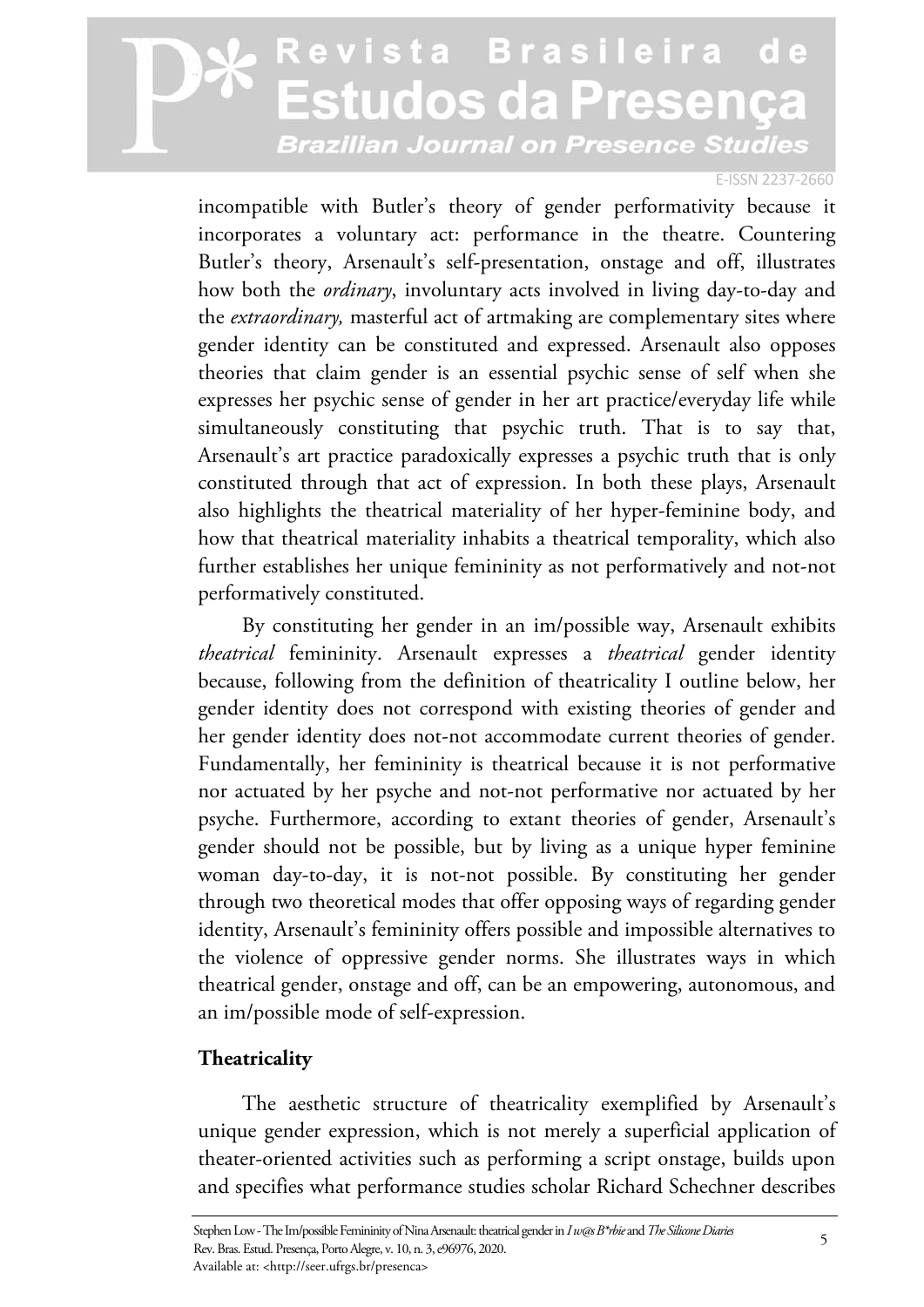incompatible with Butler's theory of gender performativity because it incorporates a voluntary act: performance in the theatre. Countering Butler's theory, Arsenault's self-presentation, onstage and off, illustrates how both the *ordinary*, involuntary acts involved in living day-to-day and the *extraordinary,* masterful act of artmaking are complementary sites where gender identity can be constituted and expressed. Arsenault also opposes theories that claim gender is an essential psychic sense of self when she expresses her psychic sense of gender in her art practice/everyday life while simultaneously constituting that psychic truth. That is to say that, Arsenault's art practice paradoxically expresses a psychic truth that is only constituted through that act of expression. In both these plays, Arsenault also highlights the theatrical materiality of her hyper-feminine body, and how that theatrical materiality inhabits a theatrical temporality, which also further establishes her unique femininity as not performatively and not-not performatively constituted.

By constituting her gender in an im/possible way, Arsenault exhibits *theatrical* femininity. Arsenault expresses a *theatrical* gender identity because, following from the definition of theatricality I outline below, her gender identity does not correspond with existing theories of gender and her gender identity does not-not accommodate current theories of gender. Fundamentally, her femininity is theatrical because it is not performative nor actuated by her psyche and not-not performative nor actuated by her psyche. Furthermore, according to extant theories of gender, Arsenault's gender should not be possible, but by living as a unique hyper feminine woman day-to-day, it is not-not possible. By constituting her gender through two theoretical modes that offer opposing ways of regarding gender identity, Arsenault's femininity offers possible and impossible alternatives to the violence of oppressive gender norms. She illustrates ways in which theatrical gender, onstage and off, can be an empowering, autonomous, and an im/possible mode of self-expression.

## Theatricality

The aesthetic structure of theatricality exemplified by Arsenault's unique gender expression, which is not merely a superficial application of theater-oriented activities such as performing a script onstage, builds upon and specifies what performance studies scholar Richard Schechner describes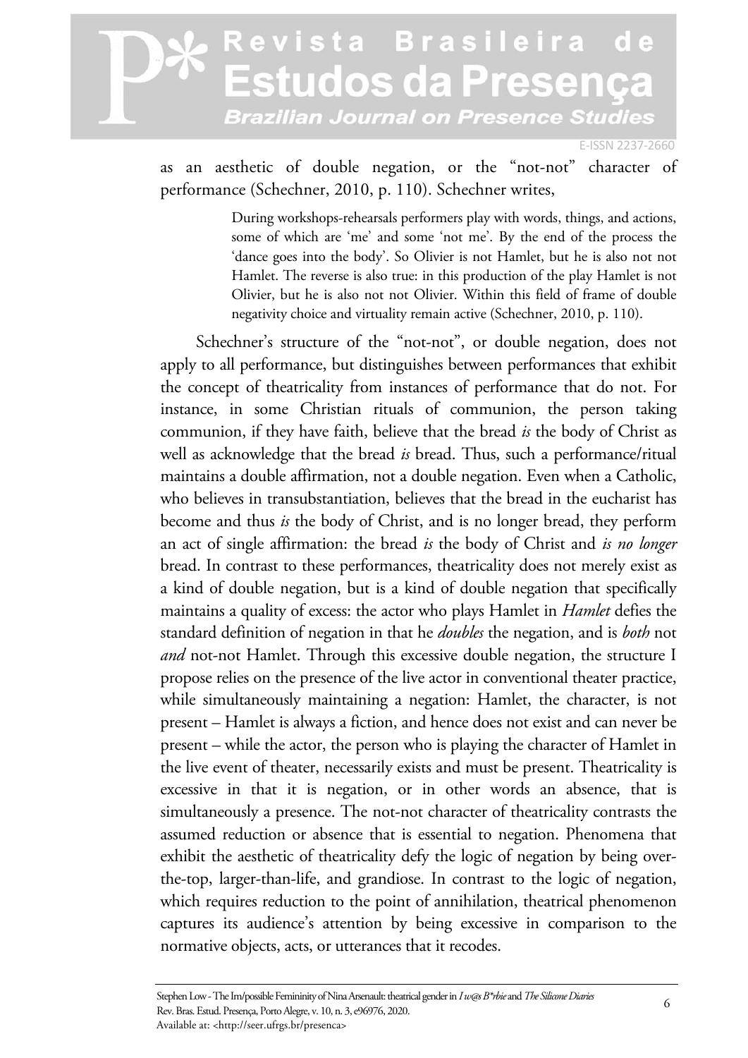as an aesthetic of double negation, or the "not-not" character of performance (Schechner, 2010, p. 110). Schechner writes,

> During workshops-rehearsals performers play with words, things, and actions, some of which are 'me' and some 'not me'. By the end of the process the 'dance goes into the body'. So Olivier is not Hamlet, but he is also not not Hamlet. The reverse is also true: in this production of the play Hamlet is not Olivier, but he is also not not Olivier. Within this field of frame of double negativity choice and virtuality remain active (Schechner, 2010, p. 110).

Schechner's structure of the "not-not", or double negation, does not apply to all performance, but distinguishes between performances that exhibit the concept of theatricality from instances of performance that do not. For instance, in some Christian rituals of communion, the person taking communion, if they have faith, believe that the bread *is* the body of Christ as well as acknowledge that the bread *is* bread. Thus, such a performance/ritual maintains a double affirmation, not a double negation. Even when a Catholic, who believes in transubstantiation, believes that the bread in the eucharist has become and thus *is* the body of Christ, and is no longer bread, they perform an act of single affirmation: the bread *is* the body of Christ and *is no longer* bread. In contrast to these performances, theatricality does not merely exist as a kind of double negation, but is a kind of double negation that specifically maintains a quality of excess: the actor who plays Hamlet in *Hamlet* defies the standard definition of negation in that he *doubles* the negation, and is *both* not *and* not-not Hamlet. Through this excessive double negation, the structure I propose relies on the presence of the live actor in conventional theater practice, while simultaneously maintaining a negation: Hamlet, the character, is not present – Hamlet is always a fiction, and hence does not exist and can never be present – while the actor, the person who is playing the character of Hamlet in the live event of theater, necessarily exists and must be present. Theatricality is excessive in that it is negation, or in other words an absence, that is simultaneously a presence. The not-not character of theatricality contrasts the assumed reduction or absence that is essential to negation. Phenomena that exhibit the aesthetic of theatricality defy the logic of negation by being over-the-top, larger-than-life, and grandiose. In contrast to the logic of negation, which requires reduction to the point of annihilation, theatrical phenomenon captures its audience's attention by being excessive in comparison to the normative objects, acts, or utterances that it recodes.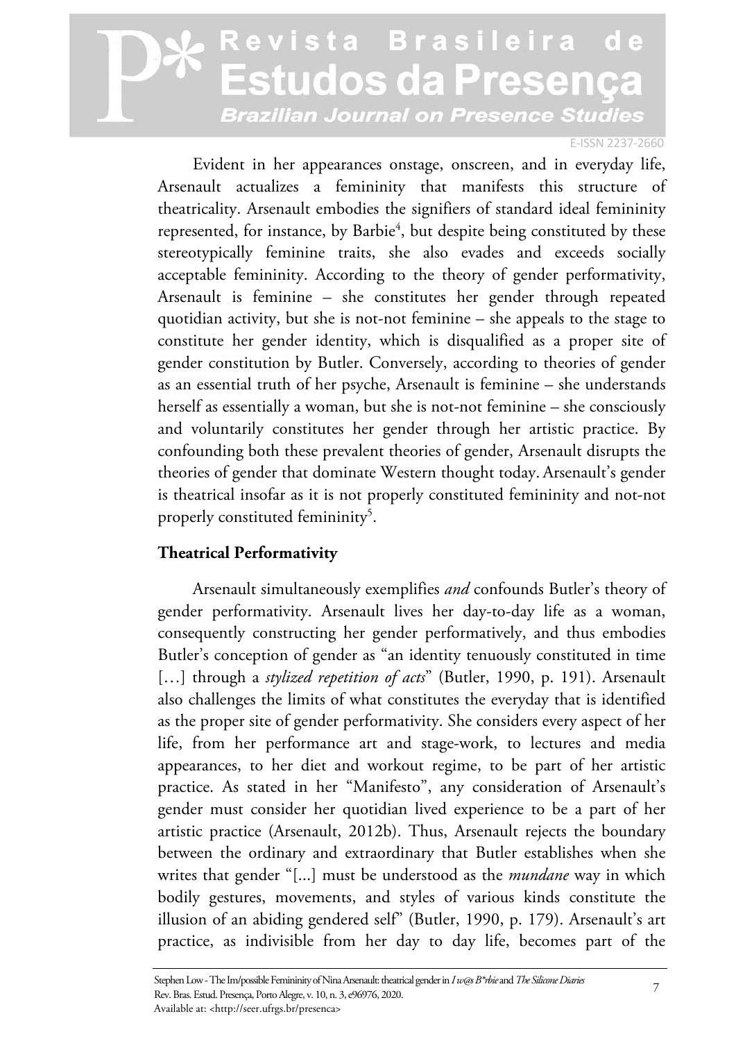Evident in her appearances onstage, onscreen, and in everyday life, Arsenault actualizes a femininity that manifests this structure of theatricality. Arsenault embodies the signifiers of standard ideal femininity represented, for instance, by Barbie[4], but despite being constituted by these stereotypically feminine traits, she also evades and exceeds socially acceptable femininity. According to the theory of gender performativity, Arsenault is feminine – she constitutes her gender through repeated quotidian activity, but she is not-not feminine – she appeals to the stage to constitute her gender identity, which is disqualified as a proper site of gender constitution by Butler. Conversely, according to theories of gender as an essential truth of her psyche, Arsenault is feminine – she understands herself as essentially a woman, but she is not-not feminine – she consciously and voluntarily constitutes her gender through her artistic practice. By confounding both these prevalent theories of gender, Arsenault disrupts the theories of gender that dominate Western thought today. Arsenault's gender is theatrical insofar as it is not properly constituted femininity and not-not properly constituted femininity[5].

## Theatrical Performativity

Arsenault simultaneously exemplifies *and* confounds Butler's theory of gender performativity. Arsenault lives her day-to-day life as a woman, consequently constructing her gender performatively, and thus embodies Butler's conception of gender as "an identity tenuously constituted in time […] through a *stylized repetition of acts*" (Butler, 1990, p. 191). Arsenault also challenges the limits of what constitutes the everyday that is identified as the proper site of gender performativity. She considers every aspect of her life, from her performance art and stage-work, to lectures and media appearances, to her diet and workout regime, to be part of her artistic practice. As stated in her "Manifesto", any consideration of Arsenault's gender must consider her quotidian lived experience to be a part of her artistic practice (Arsenault, 2012b). Thus, Arsenault rejects the boundary between the ordinary and extraordinary that Butler establishes when she writes that gender "[...] must be understood as the *mundane* way in which bodily gestures, movements, and styles of various kinds constitute the illusion of an abiding gendered self" (Butler, 1990, p. 179). Arsenault's art practice, as indivisible from her day to day life, becomes part of the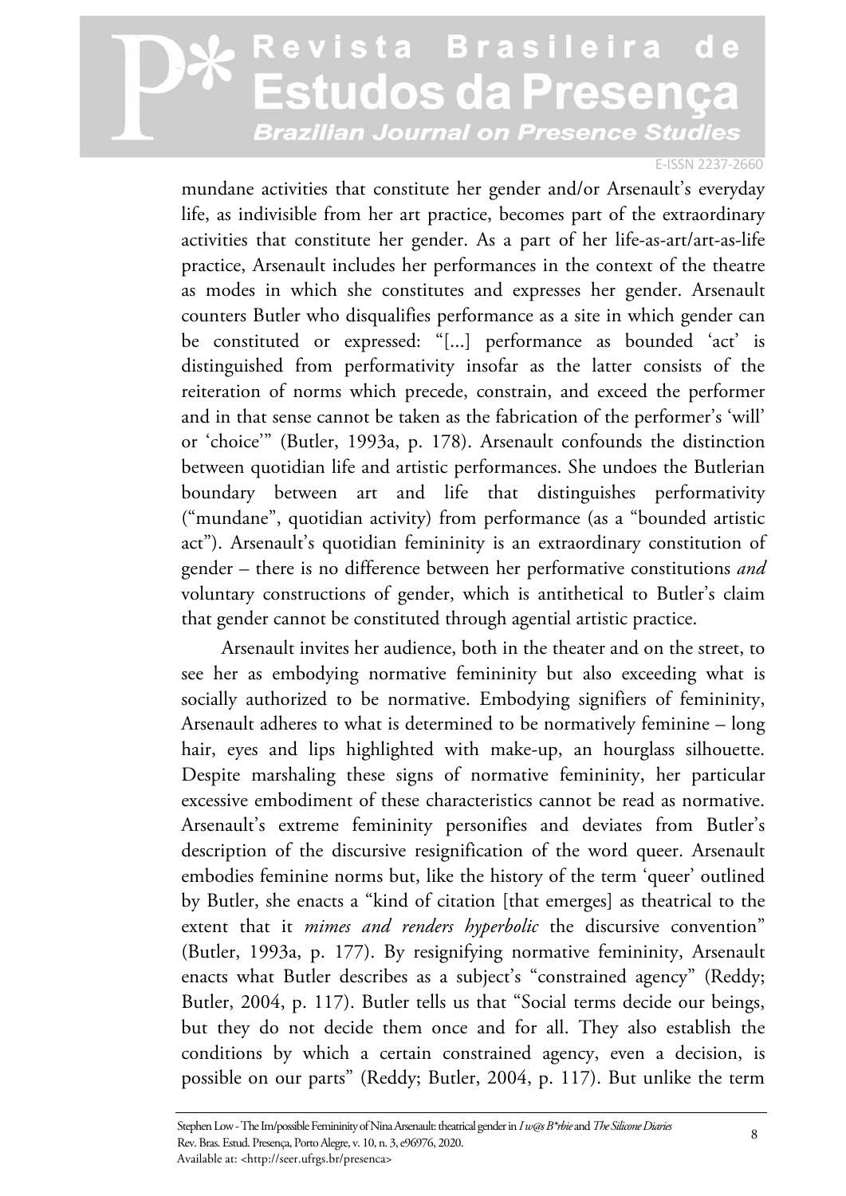mundane activities that constitute her gender and/or Arsenault's everyday life, as indivisible from her art practice, becomes part of the extraordinary activities that constitute her gender. As a part of her life-as-art/art-as-life practice, Arsenault includes her performances in the context of the theatre as modes in which she constitutes and expresses her gender. Arsenault counters Butler who disqualifies performance as a site in which gender can be constituted or expressed: "[...] performance as bounded 'act' is distinguished from performativity insofar as the latter consists of the reiteration of norms which precede, constrain, and exceed the performer and in that sense cannot be taken as the fabrication of the performer's 'will' or 'choice'" (Butler, 1993a, p. 178). Arsenault confounds the distinction between quotidian life and artistic performances. She undoes the Butlerian boundary between art and life that distinguishes performativity ("mundane", quotidian activity) from performance (as a "bounded artistic act"). Arsenault's quotidian femininity is an extraordinary constitution of gender – there is no difference between her performative constitutions *and* voluntary constructions of gender, which is antithetical to Butler's claim that gender cannot be constituted through agential artistic practice.

Arsenault invites her audience, both in the theater and on the street, to see her as embodying normative femininity but also exceeding what is socially authorized to be normative. Embodying signifiers of femininity, Arsenault adheres to what is determined to be normatively feminine – long hair, eyes and lips highlighted with make-up, an hourglass silhouette. Despite marshaling these signs of normative femininity, her particular excessive embodiment of these characteristics cannot be read as normative. Arsenault's extreme femininity personifies and deviates from Butler's description of the discursive resignification of the word queer. Arsenault embodies feminine norms but, like the history of the term 'queer' outlined by Butler, she enacts a "kind of citation [that emerges] as theatrical to the extent that it *mimes and renders hyperbolic* the discursive convention" (Butler, 1993a, p. 177). By resignifying normative femininity, Arsenault enacts what Butler describes as a subject's "constrained agency" (Reddy; Butler, 2004, p. 117). Butler tells us that "Social terms decide our beings, but they do not decide them once and for all. They also establish the conditions by which a certain constrained agency, even a decision, is possible on our parts" (Reddy; Butler, 2004, p. 117). But unlike the term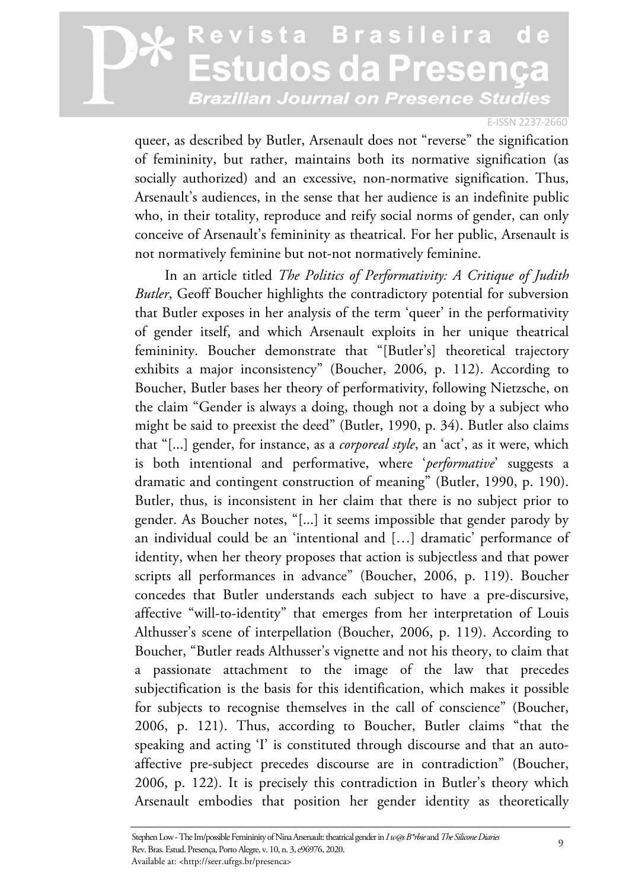queer, as described by Butler, Arsenault does not "reverse" the signification of femininity, but rather, maintains both its normative signification (as socially authorized) and an excessive, non-normative signification. Thus, Arsenault's audiences, in the sense that her audience is an indefinite public who, in their totality, reproduce and reify social norms of gender, can only conceive of Arsenault's femininity as theatrical. For her public, Arsenault is not normatively feminine but not-not normatively feminine.

In an article titled *The Politics of Performativity: A Critique of Judith Butler*, Geoff Boucher highlights the contradictory potential for subversion that Butler exposes in her analysis of the term 'queer' in the performativity of gender itself, and which Arsenault exploits in her unique theatrical femininity. Boucher demonstrate that "[Butler's] theoretical trajectory exhibits a major inconsistency" (Boucher, 2006, p. 112). According to Boucher, Butler bases her theory of performativity, following Nietzsche, on the claim "Gender is always a doing, though not a doing by a subject who might be said to preexist the deed" (Butler, 1990, p. 34). Butler also claims that "[...] gender, for instance, as a *corporeal style*, an 'act', as it were, which is both intentional and performative, where '*performative*' suggests a dramatic and contingent construction of meaning" (Butler, 1990, p. 190). Butler, thus, is inconsistent in her claim that there is no subject prior to gender. As Boucher notes, "[...] it seems impossible that gender parody by an individual could be an 'intentional and […] dramatic' performance of identity, when her theory proposes that action is subjectless and that power scripts all performances in advance" (Boucher, 2006, p. 119). Boucher concedes that Butler understands each subject to have a pre-discursive, affective "will-to-identity" that emerges from her interpretation of Louis Althusser's scene of interpellation (Boucher, 2006, p. 119). According to Boucher, "Butler reads Althusser's vignette and not his theory, to claim that a passionate attachment to the image of the law that precedes subjectification is the basis for this identification, which makes it possible for subjects to recognise themselves in the call of conscience" (Boucher, 2006, p. 121). Thus, according to Boucher, Butler claims "that the speaking and acting 'I' is constituted through discourse and that an auto-affective pre-subject precedes discourse are in contradiction" (Boucher, 2006, p. 122). It is precisely this contradiction in Butler's theory which Arsenault embodies that position her gender identity as theoretically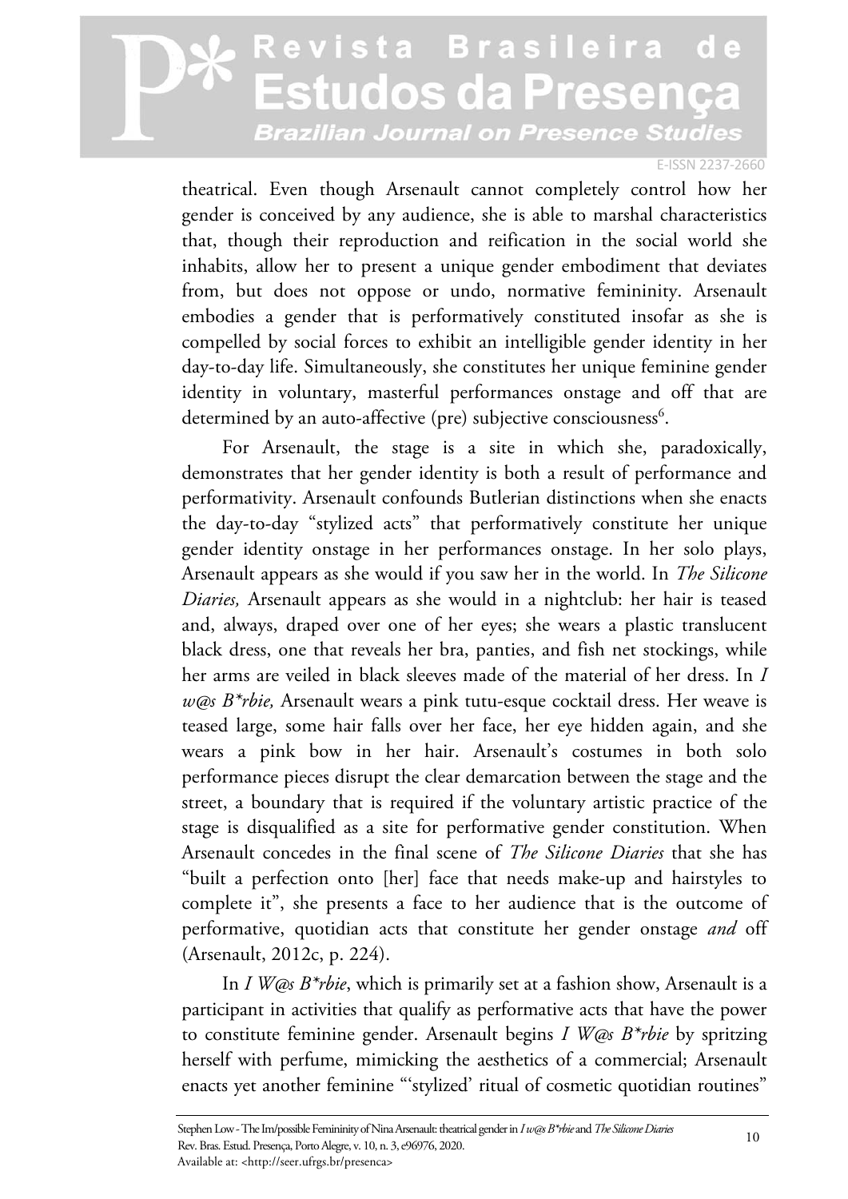theatrical. Even though Arsenault cannot completely control how her gender is conceived by any audience, she is able to marshal characteristics that, though their reproduction and reification in the social world she inhabits, allow her to present a unique gender embodiment that deviates from, but does not oppose or undo, normative femininity. Arsenault embodies a gender that is performatively constituted insofar as she is compelled by social forces to exhibit an intelligible gender identity in her day-to-day life. Simultaneously, she constitutes her unique feminine gender identity in voluntary, masterful performances onstage and off that are determined by an auto-affective (pre) subjective consciousness[6].

For Arsenault, the stage is a site in which she, paradoxically, demonstrates that her gender identity is both a result of performance and performativity. Arsenault confounds Butlerian distinctions when she enacts the day-to-day "stylized acts" that performatively constitute her unique gender identity onstage in her performances onstage. In her solo plays, Arsenault appears as she would if you saw her in the world. In *The Silicone Diaries,* Arsenault appears as she would in a nightclub: her hair is teased and, always, draped over one of her eyes; she wears a plastic translucent black dress, one that reveals her bra, panties, and fish net stockings, while her arms are veiled in black sleeves made of the material of her dress. In *I w@s B*rbie,* Arsenault wears a pink tutu-esque cocktail dress. Her weave is teased large, some hair falls over her face, her eye hidden again, and she wears a pink bow in her hair. Arsenault's costumes in both solo performance pieces disrupt the clear demarcation between the stage and the street, a boundary that is required if the voluntary artistic practice of the stage is disqualified as a site for performative gender constitution. When Arsenault concedes in the final scene of *The Silicone Diaries* that she has "built a perfection onto [her] face that needs make-up and hairstyles to complete it", she presents a face to her audience that is the outcome of performative, quotidian acts that constitute her gender onstage *and* off (Arsenault, 2012c, p. 224).

In *I W@s B*rbie*, which is primarily set at a fashion show, Arsenault is a participant in activities that qualify as performative acts that have the power to constitute feminine gender. Arsenault begins *I W@s B*rbie* by spritzing herself with perfume, mimicking the aesthetics of a commercial; Arsenault enacts yet another feminine "'stylized' ritual of cosmetic quotidian routines"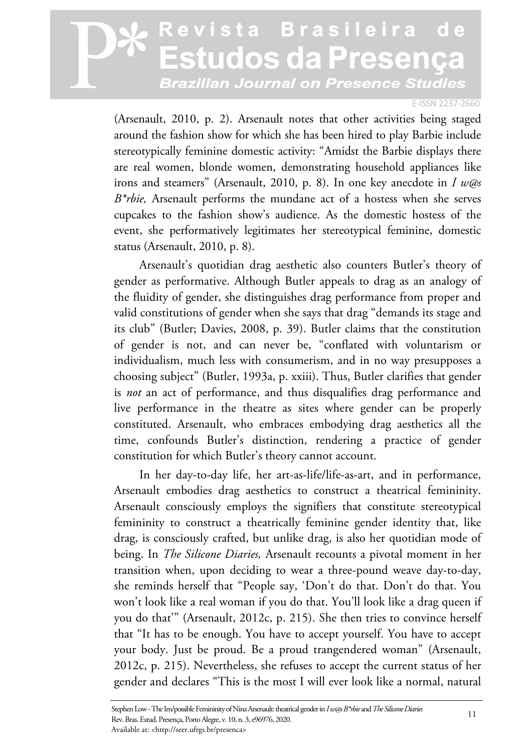(Arsenault, 2010, p. 2). Arsenault notes that other activities being staged around the fashion show for which she has been hired to play Barbie include stereotypically feminine domestic activity: "Amidst the Barbie displays there are real women, blonde women, demonstrating household appliances like irons and steamers" (Arsenault, 2010, p. 8). In one key anecdote in *I w@s B*rbie,* Arsenault performs the mundane act of a hostess when she serves cupcakes to the fashion show's audience. As the domestic hostess of the event, she performatively legitimates her stereotypical feminine, domestic status (Arsenault, 2010, p. 8).

Arsenault's quotidian drag aesthetic also counters Butler's theory of gender as performative. Although Butler appeals to drag as an analogy of the fluidity of gender, she distinguishes drag performance from proper and valid constitutions of gender when she says that drag "demands its stage and its club" (Butler; Davies, 2008, p. 39). Butler claims that the constitution of gender is not, and can never be, "conflated with voluntarism or individualism, much less with consumerism, and in no way presupposes a choosing subject" (Butler, 1993a, p. xxiii). Thus, Butler clarifies that gender is *not* an act of performance, and thus disqualifies drag performance and live performance in the theatre as sites where gender can be properly constituted. Arsenault, who embraces embodying drag aesthetics all the time, confounds Butler's distinction, rendering a practice of gender constitution for which Butler's theory cannot account.

In her day-to-day life, her art-as-life/life-as-art, and in performance, Arsenault embodies drag aesthetics to construct a theatrical femininity. Arsenault consciously employs the signifiers that constitute stereotypical femininity to construct a theatrically feminine gender identity that, like drag, is consciously crafted, but unlike drag, is also her quotidian mode of being. In *The Silicone Diaries,* Arsenault recounts a pivotal moment in her transition when, upon deciding to wear a three-pound weave day-to-day, she reminds herself that "People say, 'Don't do that. Don't do that. You won't look like a real woman if you do that. You'll look like a drag queen if you do that'" (Arsenault, 2012c, p. 215). She then tries to convince herself that "It has to be enough. You have to accept yourself. You have to accept your body. Just be proud. Be a proud trangendered woman" (Arsenault, 2012c, p. 215). Nevertheless, she refuses to accept the current status of her gender and declares "This is the most I will ever look like a normal, natural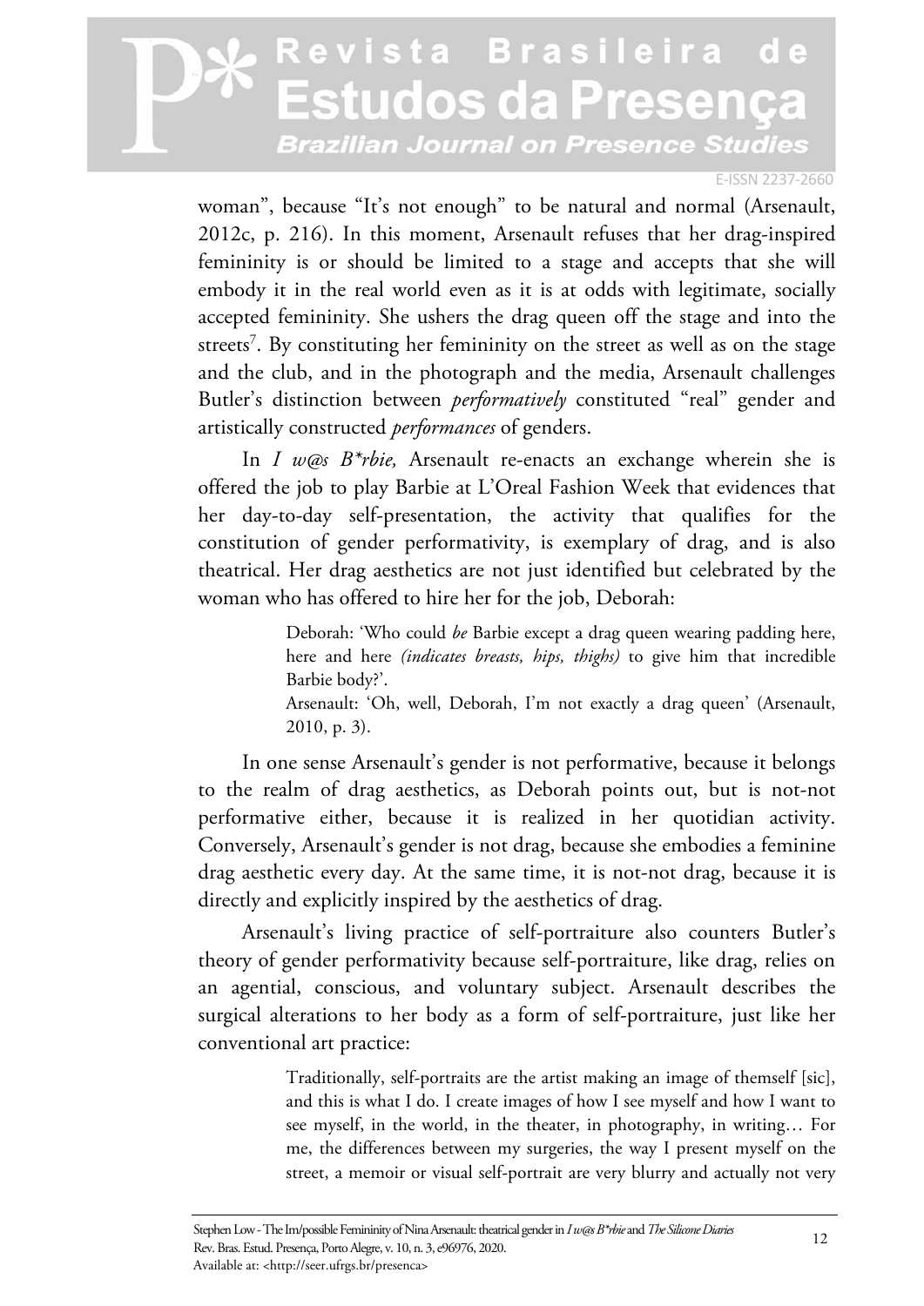woman", because "It's not enough" to be natural and normal (Arsenault, 2012c, p. 216). In this moment, Arsenault refuses that her drag-inspired femininity is or should be limited to a stage and accepts that she will embody it in the real world even as it is at odds with legitimate, socially accepted femininity. She ushers the drag queen off the stage and into the streets[7]. By constituting her femininity on the street as well as on the stage and the club, and in the photograph and the media, Arsenault challenges Butler's distinction between *performatively* constituted "real" gender and artistically constructed *performances* of genders.

In *I w@s B*rbie,* Arsenault re-enacts an exchange wherein she is offered the job to play Barbie at L'Oreal Fashion Week that evidences that her day-to-day self-presentation, the activity that qualifies for the constitution of gender performativity, is exemplary of drag, and is also theatrical. Her drag aesthetics are not just identified but celebrated by the woman who has offered to hire her for the job, Deborah:

> Deborah: 'Who could *be* Barbie except a drag queen wearing padding here, here and here *(indicates breasts, hips, thighs)* to give him that incredible Barbie body?'.
> Arsenault: 'Oh, well, Deborah, I'm not exactly a drag queen' (Arsenault, 2010, p. 3).

In one sense Arsenault's gender is not performative, because it belongs to the realm of drag aesthetics, as Deborah points out, but is not-not performative either, because it is realized in her quotidian activity. Conversely, Arsenault's gender is not drag, because she embodies a feminine drag aesthetic every day. At the same time, it is not-not drag, because it is directly and explicitly inspired by the aesthetics of drag.

Arsenault's living practice of self-portraiture also counters Butler's theory of gender performativity because self-portraiture, like drag, relies on an agential, conscious, and voluntary subject. Arsenault describes the surgical alterations to her body as a form of self-portraiture, just like her conventional art practice:

> Traditionally, self-portraits are the artist making an image of themself [sic], and this is what I do. I create images of how I see myself and how I want to see myself, in the world, in the theater, in photography, in writing… For me, the differences between my surgeries, the way I present myself on the street, a memoir or visual self-portrait are very blurry and actually not very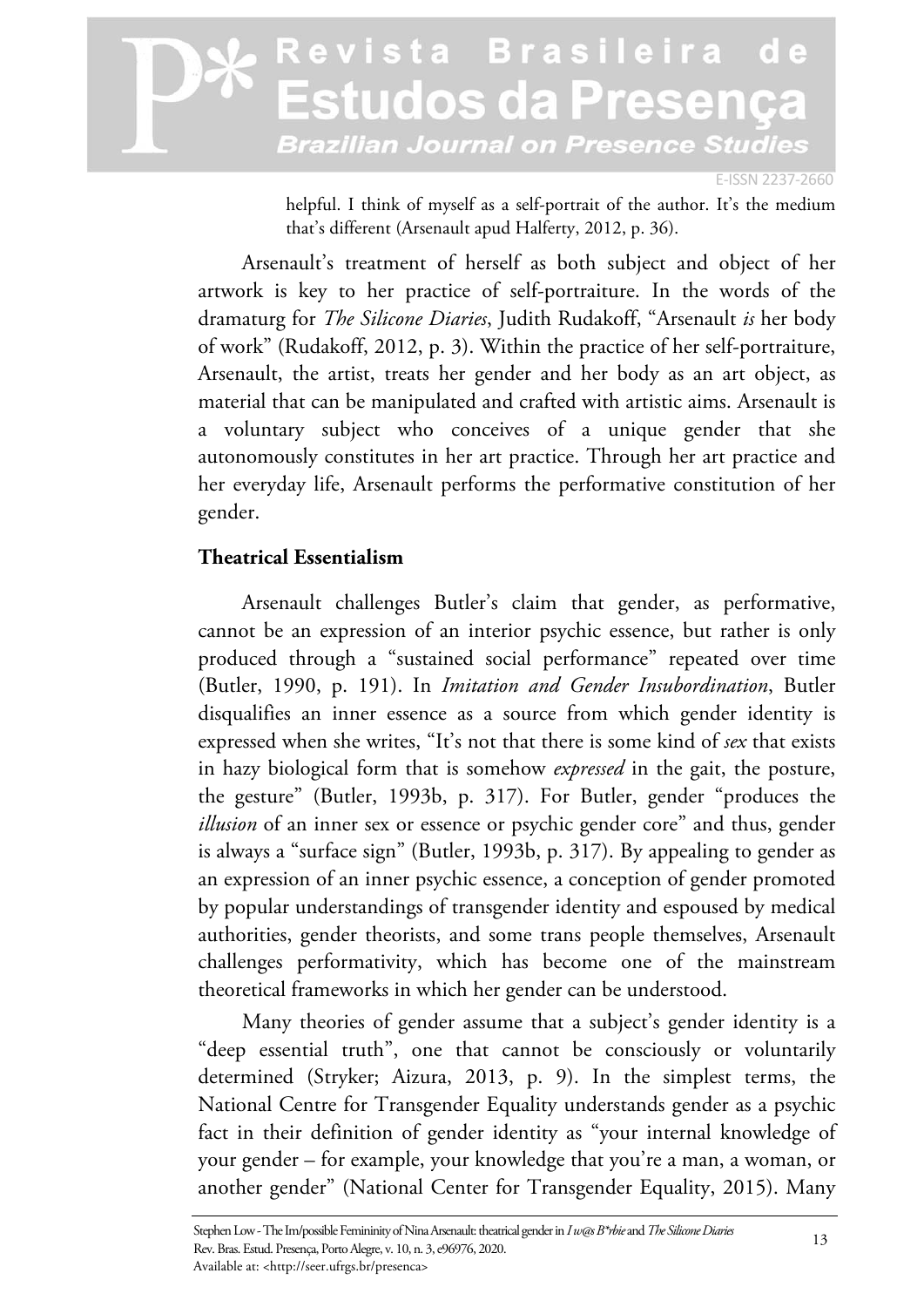helpful. I think of myself as a self-portrait of the author. It's the medium that's different (Arsenault apud Halferty, 2012, p. 36).

Arsenault's treatment of herself as both subject and object of her artwork is key to her practice of self-portraiture. In the words of the dramaturg for *The Silicone Diaries*, Judith Rudakoff, "Arsenault *is* her body of work" (Rudakoff, 2012, p. 3). Within the practice of her self-portraiture, Arsenault, the artist, treats her gender and her body as an art object, as material that can be manipulated and crafted with artistic aims. Arsenault is a voluntary subject who conceives of a unique gender that she autonomously constitutes in her art practice. Through her art practice and her everyday life, Arsenault performs the performative constitution of her gender.

## Theatrical Essentialism

Arsenault challenges Butler's claim that gender, as performative, cannot be an expression of an interior psychic essence, but rather is only produced through a "sustained social performance" repeated over time (Butler, 1990, p. 191). In *Imitation and Gender Insubordination*, Butler disqualifies an inner essence as a source from which gender identity is expressed when she writes, "It's not that there is some kind of *sex* that exists in hazy biological form that is somehow *expressed* in the gait, the posture, the gesture" (Butler, 1993b, p. 317). For Butler, gender "produces the *illusion* of an inner sex or essence or psychic gender core" and thus, gender is always a "surface sign" (Butler, 1993b, p. 317). By appealing to gender as an expression of an inner psychic essence, a conception of gender promoted by popular understandings of transgender identity and espoused by medical authorities, gender theorists, and some trans people themselves, Arsenault challenges performativity, which has become one of the mainstream theoretical frameworks in which her gender can be understood.

Many theories of gender assume that a subject's gender identity is a "deep essential truth", one that cannot be consciously or voluntarily determined (Stryker; Aizura, 2013, p. 9). In the simplest terms, the National Centre for Transgender Equality understands gender as a psychic fact in their definition of gender identity as "your internal knowledge of your gender – for example, your knowledge that you're a man, a woman, or another gender" (National Center for Transgender Equality, 2015). Many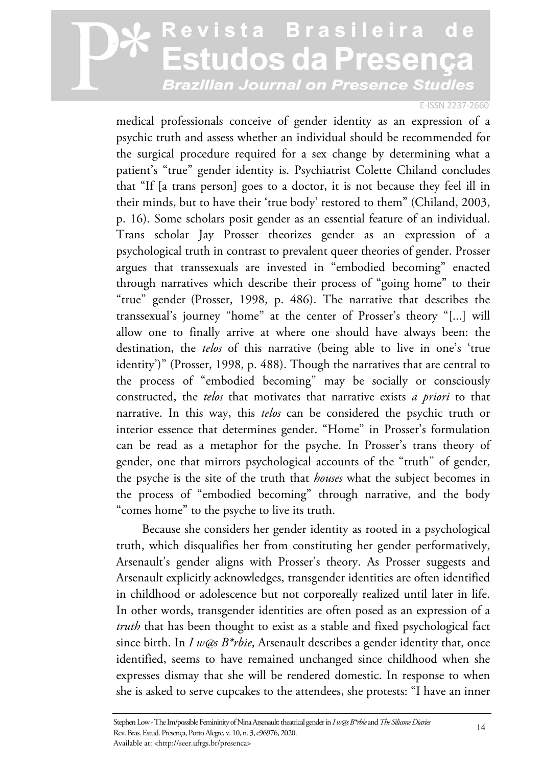medical professionals conceive of gender identity as an expression of a psychic truth and assess whether an individual should be recommended for the surgical procedure required for a sex change by determining what a patient's "true" gender identity is. Psychiatrist Colette Chiland concludes that "If [a trans person] goes to a doctor, it is not because they feel ill in their minds, but to have their 'true body' restored to them" (Chiland, 2003, p. 16). Some scholars posit gender as an essential feature of an individual. Trans scholar Jay Prosser theorizes gender as an expression of a psychological truth in contrast to prevalent queer theories of gender. Prosser argues that transsexuals are invested in "embodied becoming" enacted through narratives which describe their process of "going home" to their "true" gender (Prosser, 1998, p. 486). The narrative that describes the transsexual's journey "home" at the center of Prosser's theory "[...] will allow one to finally arrive at where one should have always been: the destination, the *telos* of this narrative (being able to live in one's 'true identity')" (Prosser, 1998, p. 488). Though the narratives that are central to the process of "embodied becoming" may be socially or consciously constructed, the *telos* that motivates that narrative exists *a priori* to that narrative. In this way, this *telos* can be considered the psychic truth or interior essence that determines gender. "Home" in Prosser's formulation can be read as a metaphor for the psyche. In Prosser's trans theory of gender, one that mirrors psychological accounts of the "truth" of gender, the psyche is the site of the truth that *houses* what the subject becomes in the process of "embodied becoming" through narrative, and the body "comes home" to the psyche to live its truth.

Because she considers her gender identity as rooted in a psychological truth, which disqualifies her from constituting her gender performatively, Arsenault's gender aligns with Prosser's theory. As Prosser suggests and Arsenault explicitly acknowledges, transgender identities are often identified in childhood or adolescence but not corporeally realized until later in life. In other words, transgender identities are often posed as an expression of a *truth* that has been thought to exist as a stable and fixed psychological fact since birth. In *I w@s B*rbie*, Arsenault describes a gender identity that, once identified, seems to have remained unchanged since childhood when she expresses dismay that she will be rendered domestic. In response to when she is asked to serve cupcakes to the attendees, she protests: "I have an inner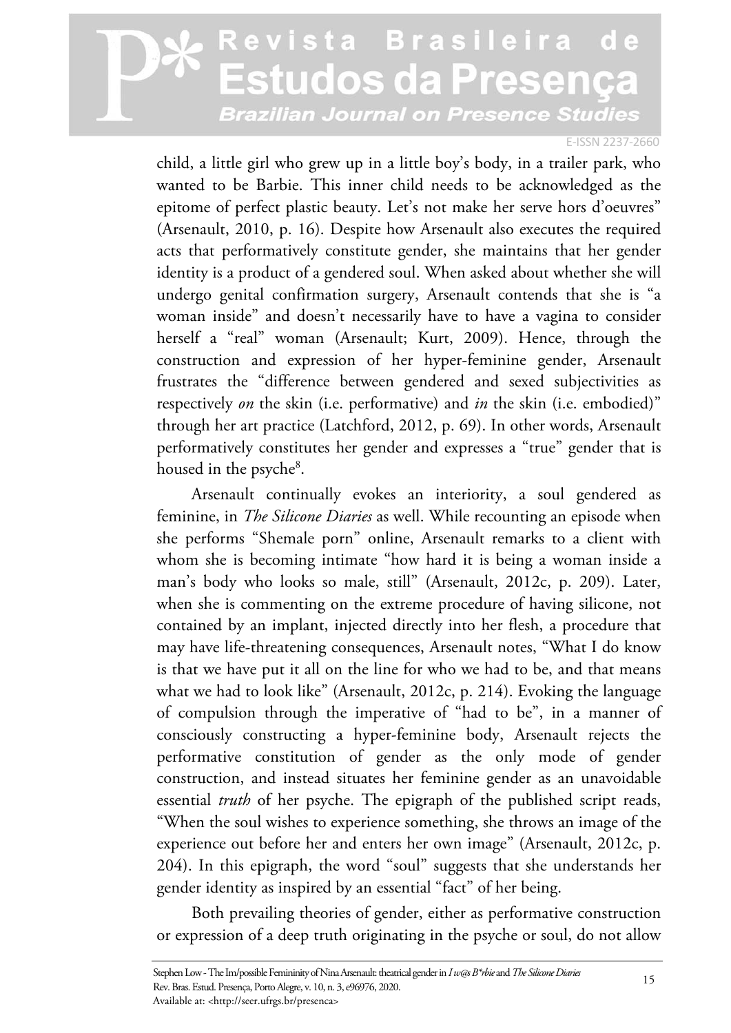child, a little girl who grew up in a little boy's body, in a trailer park, who wanted to be Barbie. This inner child needs to be acknowledged as the epitome of perfect plastic beauty. Let's not make her serve hors d'oeuvres" (Arsenault, 2010, p. 16). Despite how Arsenault also executes the required acts that performatively constitute gender, she maintains that her gender identity is a product of a gendered soul. When asked about whether she will undergo genital confirmation surgery, Arsenault contends that she is "a woman inside" and doesn't necessarily have to have a vagina to consider herself a "real" woman (Arsenault; Kurt, 2009). Hence, through the construction and expression of her hyper-feminine gender, Arsenault frustrates the "difference between gendered and sexed subjectivities as respectively *on* the skin (i.e. performative) and *in* the skin (i.e. embodied)" through her art practice (Latchford, 2012, p. 69). In other words, Arsenault performatively constitutes her gender and expresses a "true" gender that is housed in the psyche[8].

Arsenault continually evokes an interiority, a soul gendered as feminine, in *The Silicone Diaries* as well. While recounting an episode when she performs "Shemale porn" online, Arsenault remarks to a client with whom she is becoming intimate "how hard it is being a woman inside a man's body who looks so male, still" (Arsenault, 2012c, p. 209). Later, when she is commenting on the extreme procedure of having silicone, not contained by an implant, injected directly into her flesh, a procedure that may have life-threatening consequences, Arsenault notes, "What I do know is that we have put it all on the line for who we had to be, and that means what we had to look like" (Arsenault, 2012c, p. 214). Evoking the language of compulsion through the imperative of "had to be", in a manner of consciously constructing a hyper-feminine body, Arsenault rejects the performative constitution of gender as the only mode of gender construction, and instead situates her feminine gender as an unavoidable essential *truth* of her psyche. The epigraph of the published script reads, "When the soul wishes to experience something, she throws an image of the experience out before her and enters her own image" (Arsenault, 2012c, p. 204). In this epigraph, the word "soul" suggests that she understands her gender identity as inspired by an essential "fact" of her being.

Both prevailing theories of gender, either as performative construction or expression of a deep truth originating in the psyche or soul, do not allow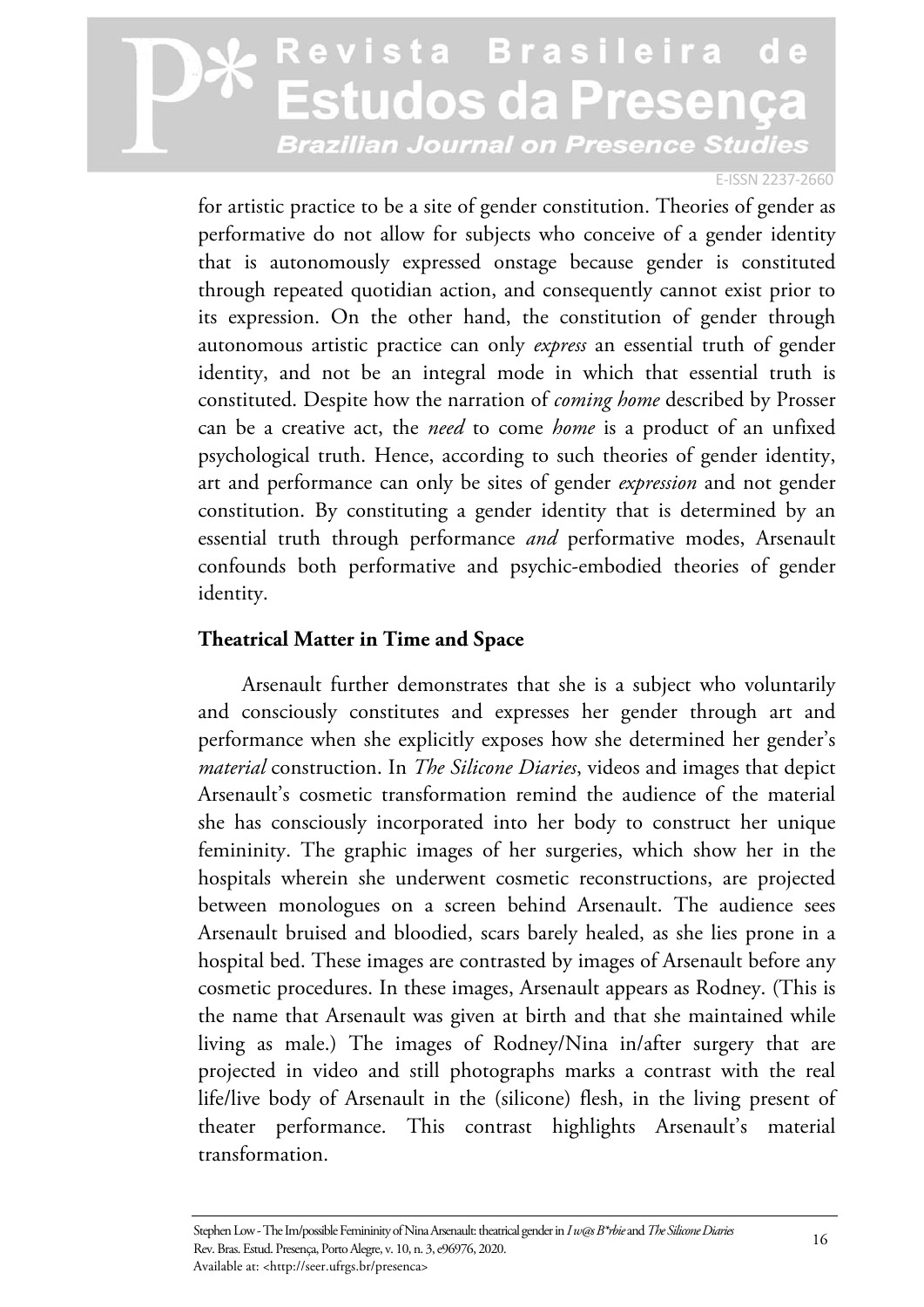for artistic practice to be a site of gender constitution. Theories of gender as performative do not allow for subjects who conceive of a gender identity that is autonomously expressed onstage because gender is constituted through repeated quotidian action, and consequently cannot exist prior to its expression. On the other hand, the constitution of gender through autonomous artistic practice can only *express* an essential truth of gender identity, and not be an integral mode in which that essential truth is constituted. Despite how the narration of *coming home* described by Prosser can be a creative act, the *need* to come *home* is a product of an unfixed psychological truth. Hence, according to such theories of gender identity, art and performance can only be sites of gender *expression* and not gender constitution. By constituting a gender identity that is determined by an essential truth through performance *and* performative modes, Arsenault confounds both performative and psychic-embodied theories of gender identity.

## Theatrical Matter in Time and Space

Arsenault further demonstrates that she is a subject who voluntarily and consciously constitutes and expresses her gender through art and performance when she explicitly exposes how she determined her gender's *material* construction. In *The Silicone Diaries*, videos and images that depict Arsenault's cosmetic transformation remind the audience of the material she has consciously incorporated into her body to construct her unique femininity. The graphic images of her surgeries, which show her in the hospitals wherein she underwent cosmetic reconstructions, are projected between monologues on a screen behind Arsenault. The audience sees Arsenault bruised and bloodied, scars barely healed, as she lies prone in a hospital bed. These images are contrasted by images of Arsenault before any cosmetic procedures. In these images, Arsenault appears as Rodney. (This is the name that Arsenault was given at birth and that she maintained while living as male.) The images of Rodney/Nina in/after surgery that are projected in video and still photographs marks a contrast with the real life/live body of Arsenault in the (silicone) flesh, in the living present of theater performance. This contrast highlights Arsenault's material transformation.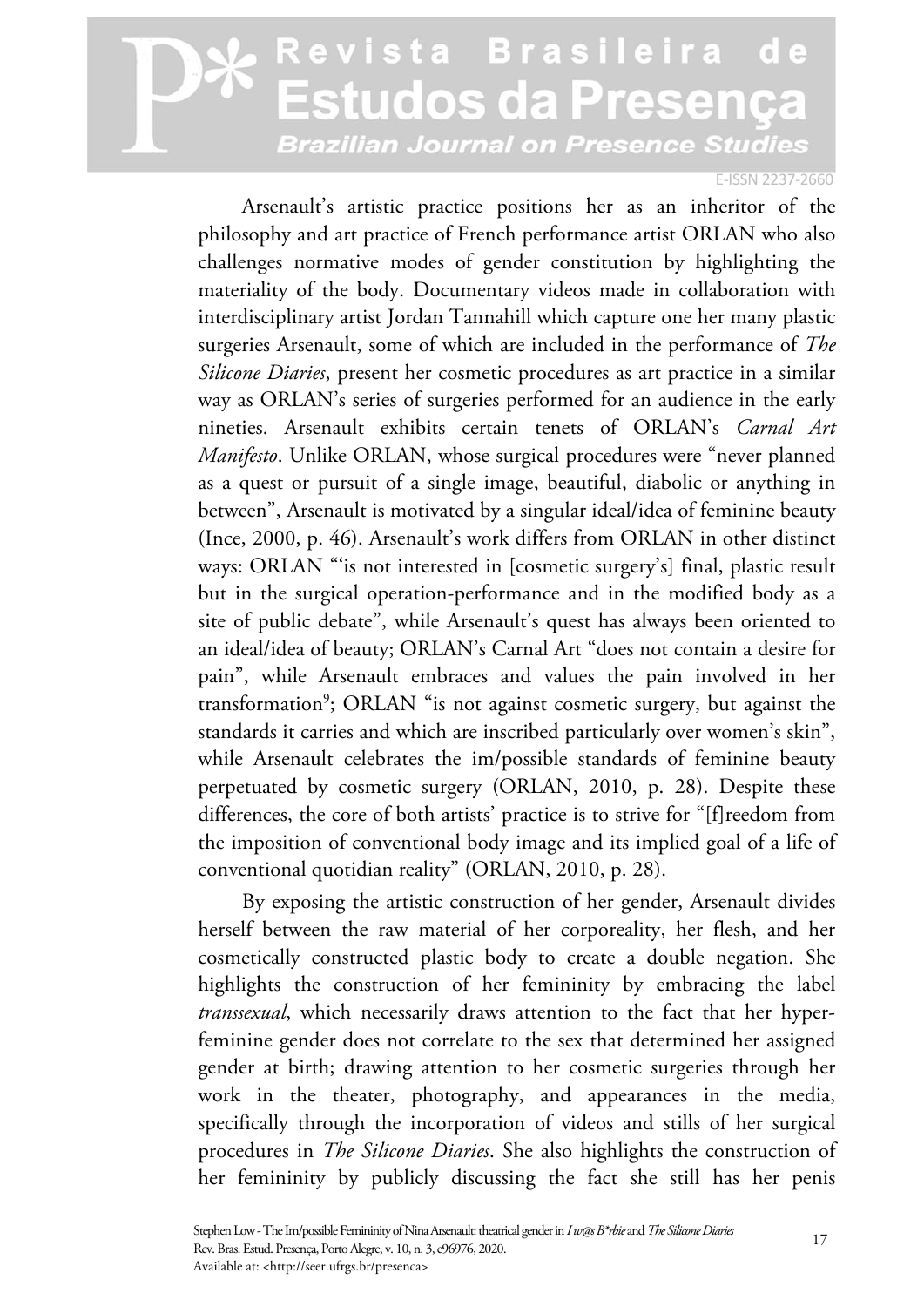Arsenault's artistic practice positions her as an inheritor of the philosophy and art practice of French performance artist ORLAN who also challenges normative modes of gender constitution by highlighting the materiality of the body. Documentary videos made in collaboration with interdisciplinary artist Jordan Tannahill which capture one her many plastic surgeries Arsenault, some of which are included in the performance of *The Silicone Diaries*, present her cosmetic procedures as art practice in a similar way as ORLAN's series of surgeries performed for an audience in the early nineties. Arsenault exhibits certain tenets of ORLAN's *Carnal Art Manifesto*. Unlike ORLAN, whose surgical procedures were "never planned as a quest or pursuit of a single image, beautiful, diabolic or anything in between", Arsenault is motivated by a singular ideal/idea of feminine beauty (Ince, 2000, p. 46). Arsenault's work differs from ORLAN in other distinct ways: ORLAN "'is not interested in [cosmetic surgery's] final, plastic result but in the surgical operation-performance and in the modified body as a site of public debate", while Arsenault's quest has always been oriented to an ideal/idea of beauty; ORLAN's Carnal Art "does not contain a desire for pain", while Arsenault embraces and values the pain involved in her transformation[9]; ORLAN "is not against cosmetic surgery, but against the standards it carries and which are inscribed particularly over women's skin", while Arsenault celebrates the im/possible standards of feminine beauty perpetuated by cosmetic surgery (ORLAN, 2010, p. 28). Despite these differences, the core of both artists' practice is to strive for "[f]reedom from the imposition of conventional body image and its implied goal of a life of conventional quotidian reality" (ORLAN, 2010, p. 28).

By exposing the artistic construction of her gender, Arsenault divides herself between the raw material of her corporeality, her flesh, and her cosmetically constructed plastic body to create a double negation. She highlights the construction of her femininity by embracing the label *transsexual*, which necessarily draws attention to the fact that her hyper-feminine gender does not correlate to the sex that determined her assigned gender at birth; drawing attention to her cosmetic surgeries through her work in the theater, photography, and appearances in the media, specifically through the incorporation of videos and stills of her surgical procedures in *The Silicone Diaries*. She also highlights the construction of her femininity by publicly discussing the fact she still has her penis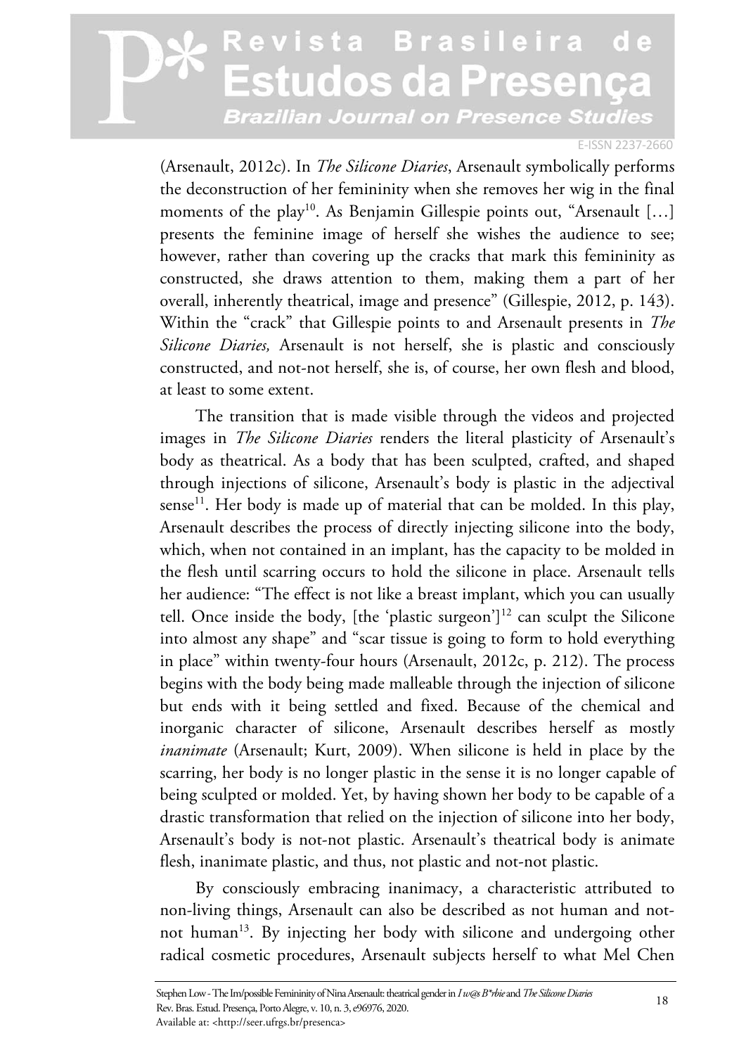(Arsenault, 2012c). In *The Silicone Diaries*, Arsenault symbolically performs the deconstruction of her femininity when she removes her wig in the final moments of the play[10]. As Benjamin Gillespie points out, "Arsenault […] presents the feminine image of herself she wishes the audience to see; however, rather than covering up the cracks that mark this femininity as constructed, she draws attention to them, making them a part of her overall, inherently theatrical, image and presence" (Gillespie, 2012, p. 143). Within the "crack" that Gillespie points to and Arsenault presents in *The Silicone Diaries,* Arsenault is not herself, she is plastic and consciously constructed, and not-not herself, she is, of course, her own flesh and blood, at least to some extent.

The transition that is made visible through the videos and projected images in *The Silicone Diaries* renders the literal plasticity of Arsenault's body as theatrical. As a body that has been sculpted, crafted, and shaped through injections of silicone, Arsenault's body is plastic in the adjectival sense[11]. Her body is made up of material that can be molded. In this play, Arsenault describes the process of directly injecting silicone into the body, which, when not contained in an implant, has the capacity to be molded in the flesh until scarring occurs to hold the silicone in place. Arsenault tells her audience: "The effect is not like a breast implant, which you can usually tell. Once inside the body, [the 'plastic surgeon'][12] can sculpt the Silicone into almost any shape" and "scar tissue is going to form to hold everything in place" within twenty-four hours (Arsenault, 2012c, p. 212). The process begins with the body being made malleable through the injection of silicone but ends with it being settled and fixed. Because of the chemical and inorganic character of silicone, Arsenault describes herself as mostly *inanimate* (Arsenault; Kurt, 2009). When silicone is held in place by the scarring, her body is no longer plastic in the sense it is no longer capable of being sculpted or molded. Yet, by having shown her body to be capable of a drastic transformation that relied on the injection of silicone into her body, Arsenault's body is not-not plastic. Arsenault's theatrical body is animate flesh, inanimate plastic, and thus, not plastic and not-not plastic.

By consciously embracing inanimacy, a characteristic attributed to non-living things, Arsenault can also be described as not human and not-not human[13]. By injecting her body with silicone and undergoing other radical cosmetic procedures, Arsenault subjects herself to what Mel Chen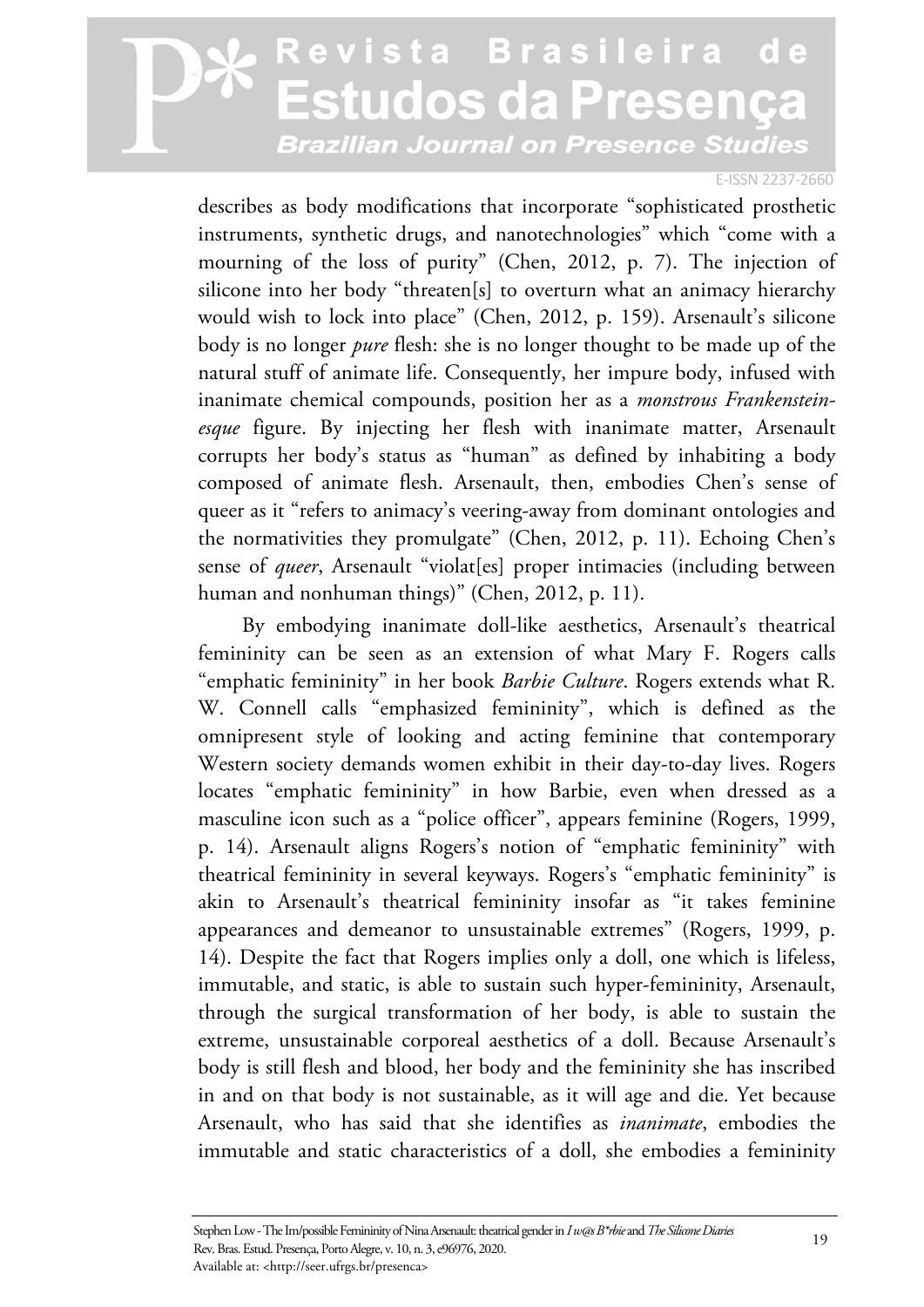describes as body modifications that incorporate "sophisticated prosthetic instruments, synthetic drugs, and nanotechnologies" which "come with a mourning of the loss of purity" (Chen, 2012, p. 7). The injection of silicone into her body "threaten[s] to overturn what an animacy hierarchy would wish to lock into place" (Chen, 2012, p. 159). Arsenault's silicone body is no longer *pure* flesh: she is no longer thought to be made up of the natural stuff of animate life. Consequently, her impure body, infused with inanimate chemical compounds, position her as a *monstrous Frankenstein-esque* figure. By injecting her flesh with inanimate matter, Arsenault corrupts her body's status as "human" as defined by inhabiting a body composed of animate flesh. Arsenault, then, embodies Chen's sense of queer as it "refers to animacy's veering-away from dominant ontologies and the normativities they promulgate" (Chen, 2012, p. 11). Echoing Chen's sense of *queer*, Arsenault "violat[es] proper intimacies (including between human and nonhuman things)" (Chen, 2012, p. 11).

By embodying inanimate doll-like aesthetics, Arsenault's theatrical femininity can be seen as an extension of what Mary F. Rogers calls "emphatic femininity" in her book *Barbie Culture*. Rogers extends what R. W. Connell calls "emphasized femininity", which is defined as the omnipresent style of looking and acting feminine that contemporary Western society demands women exhibit in their day-to-day lives. Rogers locates "emphatic femininity" in how Barbie, even when dressed as a masculine icon such as a "police officer", appears feminine (Rogers, 1999, p. 14). Arsenault aligns Rogers's notion of "emphatic femininity" with theatrical femininity in several keyways. Rogers's "emphatic femininity" is akin to Arsenault's theatrical femininity insofar as "it takes feminine appearances and demeanor to unsustainable extremes" (Rogers, 1999, p. 14). Despite the fact that Rogers implies only a doll, one which is lifeless, immutable, and static, is able to sustain such hyper-femininity, Arsenault, through the surgical transformation of her body, is able to sustain the extreme, unsustainable corporeal aesthetics of a doll. Because Arsenault's body is still flesh and blood, her body and the femininity she has inscribed in and on that body is not sustainable, as it will age and die. Yet because Arsenault, who has said that she identifies as *inanimate*, embodies the immutable and static characteristics of a doll, she embodies a femininity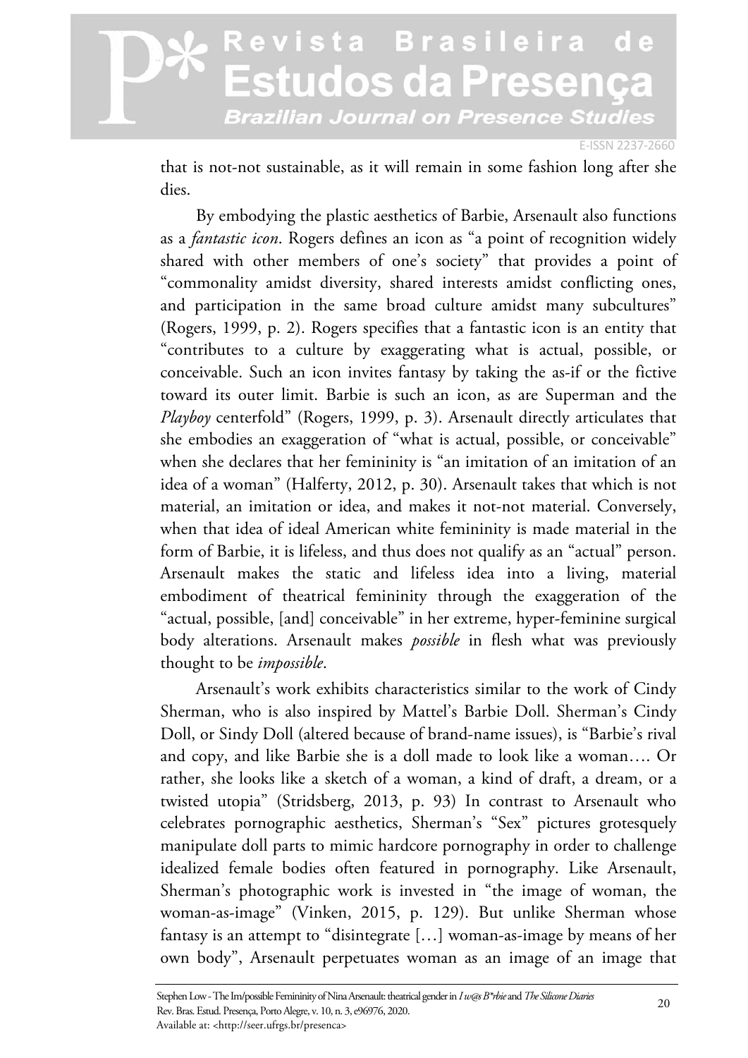that is not-not sustainable, as it will remain in some fashion long after she dies.

By embodying the plastic aesthetics of Barbie, Arsenault also functions as a *fantastic icon*. Rogers defines an icon as "a point of recognition widely shared with other members of one's society" that provides a point of "commonality amidst diversity, shared interests amidst conflicting ones, and participation in the same broad culture amidst many subcultures" (Rogers, 1999, p. 2). Rogers specifies that a fantastic icon is an entity that "contributes to a culture by exaggerating what is actual, possible, or conceivable. Such an icon invites fantasy by taking the as-if or the fictive toward its outer limit. Barbie is such an icon, as are Superman and the *Playboy* centerfold" (Rogers, 1999, p. 3). Arsenault directly articulates that she embodies an exaggeration of "what is actual, possible, or conceivable" when she declares that her femininity is "an imitation of an imitation of an idea of a woman" (Halferty, 2012, p. 30). Arsenault takes that which is not material, an imitation or idea, and makes it not-not material. Conversely, when that idea of ideal American white femininity is made material in the form of Barbie, it is lifeless, and thus does not qualify as an "actual" person. Arsenault makes the static and lifeless idea into a living, material embodiment of theatrical femininity through the exaggeration of the "actual, possible, [and] conceivable" in her extreme, hyper-feminine surgical body alterations. Arsenault makes *possible* in flesh what was previously thought to be *impossible*.

Arsenault's work exhibits characteristics similar to the work of Cindy Sherman, who is also inspired by Mattel's Barbie Doll. Sherman's Cindy Doll, or Sindy Doll (altered because of brand-name issues), is "Barbie's rival and copy, and like Barbie she is a doll made to look like a woman…. Or rather, she looks like a sketch of a woman, a kind of draft, a dream, or a twisted utopia" (Stridsberg, 2013, p. 93) In contrast to Arsenault who celebrates pornographic aesthetics, Sherman's "Sex" pictures grotesquely manipulate doll parts to mimic hardcore pornography in order to challenge idealized female bodies often featured in pornography. Like Arsenault, Sherman's photographic work is invested in "the image of woman, the woman-as-image" (Vinken, 2015, p. 129). But unlike Sherman whose fantasy is an attempt to "disintegrate […] woman-as-image by means of her own body", Arsenault perpetuates woman as an image of an image that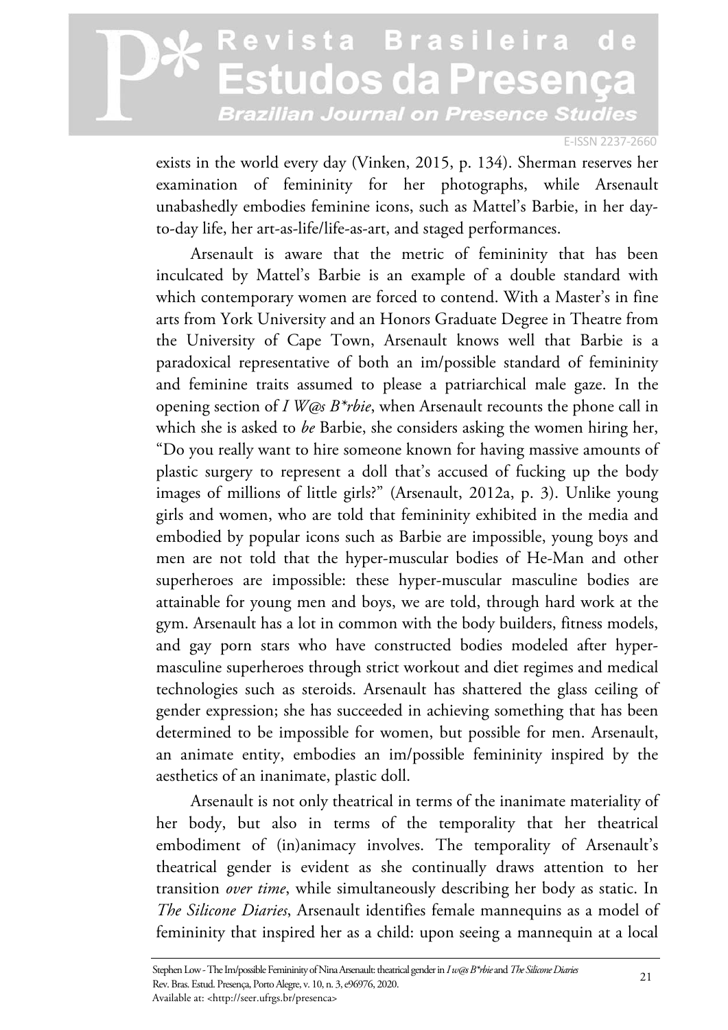exists in the world every day (Vinken, 2015, p. 134). Sherman reserves her examination of femininity for her photographs, while Arsenault unabashedly embodies feminine icons, such as Mattel's Barbie, in her day-to-day life, her art-as-life/life-as-art, and staged performances.

Arsenault is aware that the metric of femininity that has been inculcated by Mattel's Barbie is an example of a double standard with which contemporary women are forced to contend. With a Master's in fine arts from York University and an Honors Graduate Degree in Theatre from the University of Cape Town, Arsenault knows well that Barbie is a paradoxical representative of both an im/possible standard of femininity and feminine traits assumed to please a patriarchical male gaze. In the opening section of *I W@s B*rbie*, when Arsenault recounts the phone call in which she is asked to *be* Barbie, she considers asking the women hiring her, "Do you really want to hire someone known for having massive amounts of plastic surgery to represent a doll that's accused of fucking up the body images of millions of little girls?" (Arsenault, 2012a, p. 3). Unlike young girls and women, who are told that femininity exhibited in the media and embodied by popular icons such as Barbie are impossible, young boys and men are not told that the hyper-muscular bodies of He-Man and other superheroes are impossible: these hyper-muscular masculine bodies are attainable for young men and boys, we are told, through hard work at the gym. Arsenault has a lot in common with the body builders, fitness models, and gay porn stars who have constructed bodies modeled after hyper-masculine superheroes through strict workout and diet regimes and medical technologies such as steroids. Arsenault has shattered the glass ceiling of gender expression; she has succeeded in achieving something that has been determined to be impossible for women, but possible for men. Arsenault, an animate entity, embodies an im/possible femininity inspired by the aesthetics of an inanimate, plastic doll.

Arsenault is not only theatrical in terms of the inanimate materiality of her body, but also in terms of the temporality that her theatrical embodiment of (in)animacy involves. The temporality of Arsenault's theatrical gender is evident as she continually draws attention to her transition *over time*, while simultaneously describing her body as static. In *The Silicone Diaries*, Arsenault identifies female mannequins as a model of femininity that inspired her as a child: upon seeing a mannequin at a local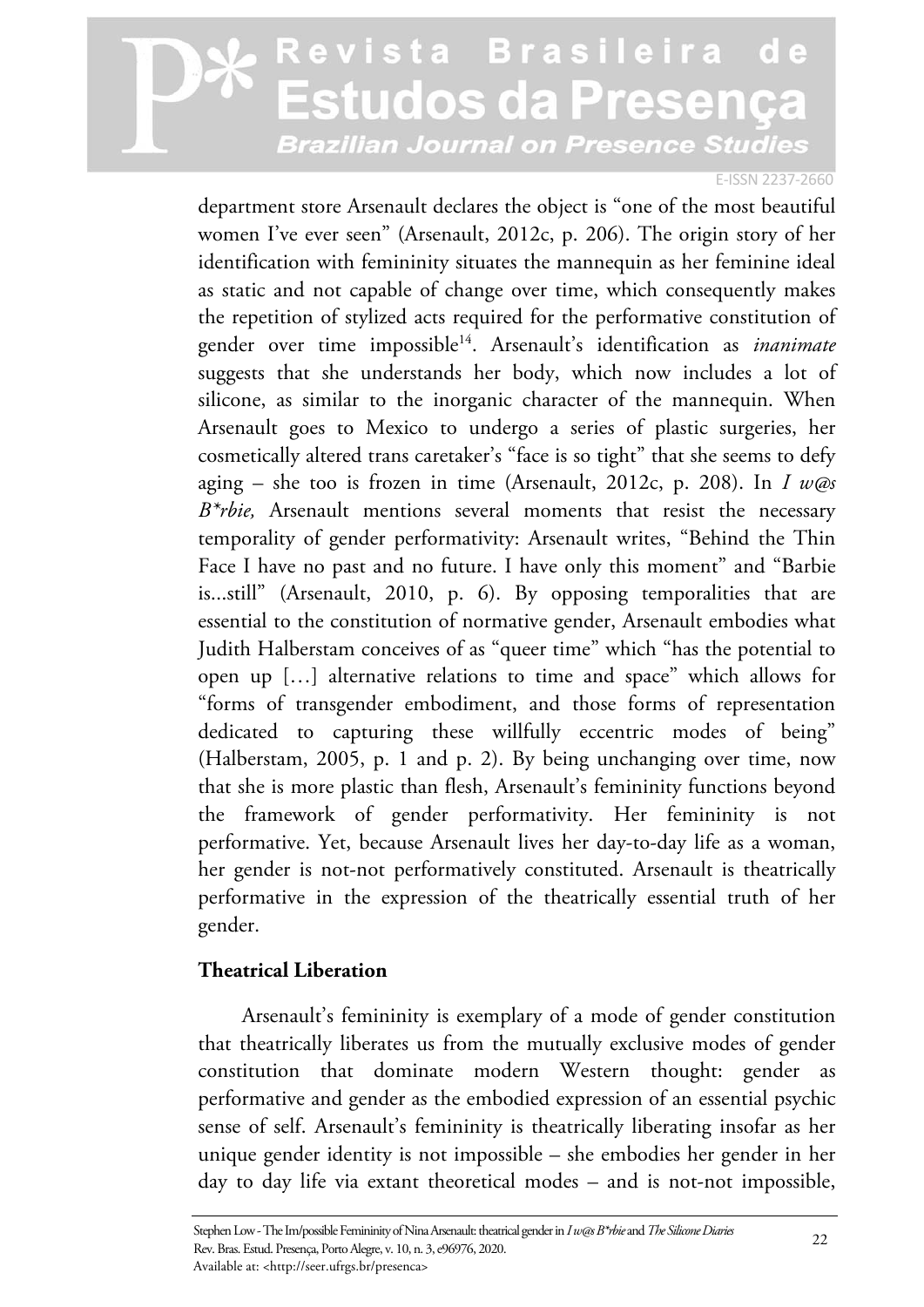department store Arsenault declares the object is "one of the most beautiful women I've ever seen" (Arsenault, 2012c, p. 206). The origin story of her identification with femininity situates the mannequin as her feminine ideal as static and not capable of change over time, which consequently makes the repetition of stylized acts required for the performative constitution of gender over time impossible[14]. Arsenault's identification as *inanimate* suggests that she understands her body, which now includes a lot of silicone, as similar to the inorganic character of the mannequin. When Arsenault goes to Mexico to undergo a series of plastic surgeries, her cosmetically altered trans caretaker's "face is so tight" that she seems to defy aging – she too is frozen in time (Arsenault, 2012c, p. 208). In *I w@s B*rbie,* Arsenault mentions several moments that resist the necessary temporality of gender performativity: Arsenault writes, "Behind the Thin Face I have no past and no future. I have only this moment" and "Barbie is...still" (Arsenault, 2010, p. 6). By opposing temporalities that are essential to the constitution of normative gender, Arsenault embodies what Judith Halberstam conceives of as "queer time" which "has the potential to open up […] alternative relations to time and space" which allows for "forms of transgender embodiment, and those forms of representation dedicated to capturing these willfully eccentric modes of being" (Halberstam, 2005, p. 1 and p. 2). By being unchanging over time, now that she is more plastic than flesh, Arsenault's femininity functions beyond the framework of gender performativity. Her femininity is not performative. Yet, because Arsenault lives her day-to-day life as a woman, her gender is not-not performatively constituted. Arsenault is theatrically performative in the expression of the theatrically essential truth of her gender.

## Theatrical Liberation

Arsenault's femininity is exemplary of a mode of gender constitution that theatrically liberates us from the mutually exclusive modes of gender constitution that dominate modern Western thought: gender as performative and gender as the embodied expression of an essential psychic sense of self. Arsenault's femininity is theatrically liberating insofar as her unique gender identity is not impossible – she embodies her gender in her day to day life via extant theoretical modes – and is not-not impossible,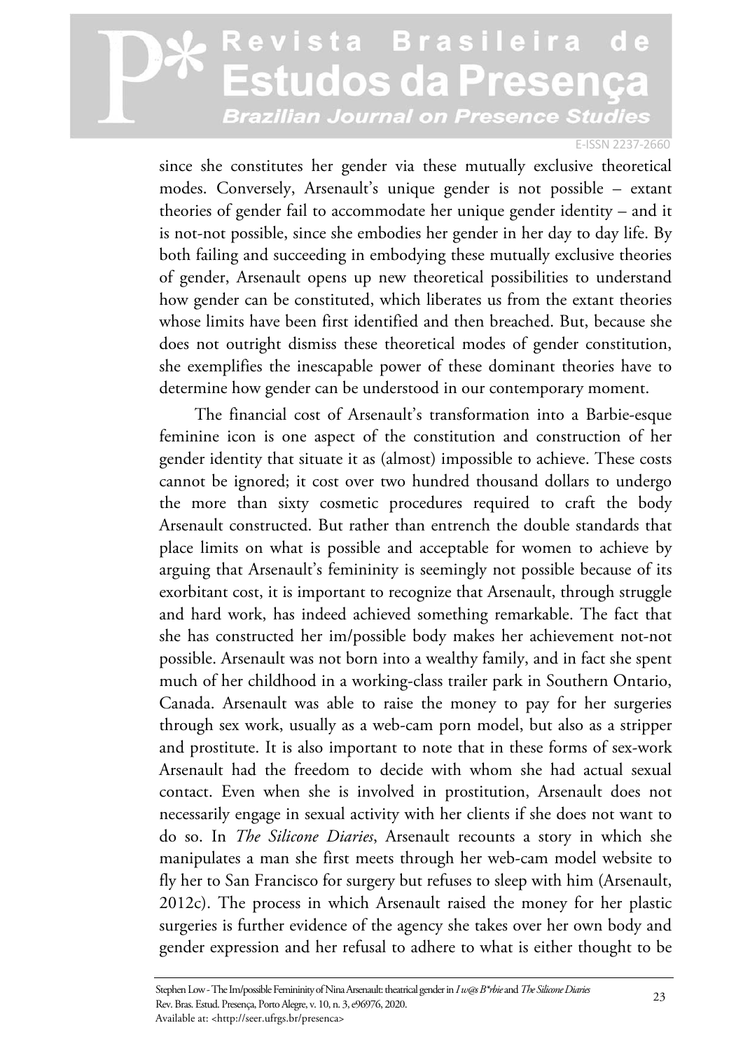since she constitutes her gender via these mutually exclusive theoretical modes. Conversely, Arsenault's unique gender is not possible – extant theories of gender fail to accommodate her unique gender identity – and it is not-not possible, since she embodies her gender in her day to day life. By both failing and succeeding in embodying these mutually exclusive theories of gender, Arsenault opens up new theoretical possibilities to understand how gender can be constituted, which liberates us from the extant theories whose limits have been first identified and then breached. But, because she does not outright dismiss these theoretical modes of gender constitution, she exemplifies the inescapable power of these dominant theories have to determine how gender can be understood in our contemporary moment.

The financial cost of Arsenault's transformation into a Barbie-esque feminine icon is one aspect of the constitution and construction of her gender identity that situate it as (almost) impossible to achieve. These costs cannot be ignored; it cost over two hundred thousand dollars to undergo the more than sixty cosmetic procedures required to craft the body Arsenault constructed. But rather than entrench the double standards that place limits on what is possible and acceptable for women to achieve by arguing that Arsenault's femininity is seemingly not possible because of its exorbitant cost, it is important to recognize that Arsenault, through struggle and hard work, has indeed achieved something remarkable. The fact that she has constructed her im/possible body makes her achievement not-not possible. Arsenault was not born into a wealthy family, and in fact she spent much of her childhood in a working-class trailer park in Southern Ontario, Canada. Arsenault was able to raise the money to pay for her surgeries through sex work, usually as a web-cam porn model, but also as a stripper and prostitute. It is also important to note that in these forms of sex-work Arsenault had the freedom to decide with whom she had actual sexual contact. Even when she is involved in prostitution, Arsenault does not necessarily engage in sexual activity with her clients if she does not want to do so. In *The Silicone Diaries*, Arsenault recounts a story in which she manipulates a man she first meets through her web-cam model website to fly her to San Francisco for surgery but refuses to sleep with him (Arsenault, 2012c). The process in which Arsenault raised the money for her plastic surgeries is further evidence of the agency she takes over her own body and gender expression and her refusal to adhere to what is either thought to be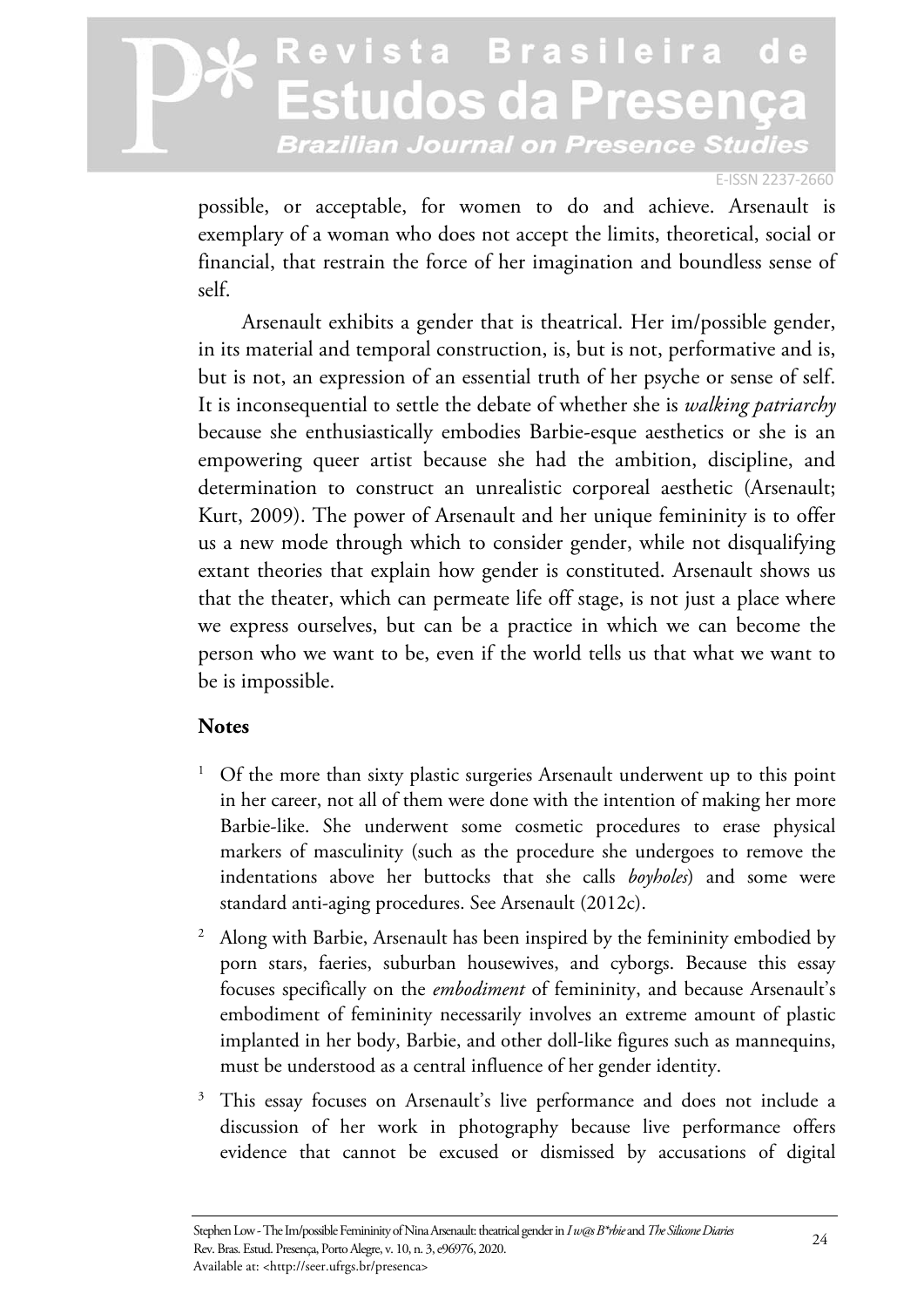possible, or acceptable, for women to do and achieve. Arsenault is exemplary of a woman who does not accept the limits, theoretical, social or financial, that restrain the force of her imagination and boundless sense of self.

Arsenault exhibits a gender that is theatrical. Her im/possible gender, in its material and temporal construction, is, but is not, performative and is, but is not, an expression of an essential truth of her psyche or sense of self. It is inconsequential to settle the debate of whether she is *walking patriarchy* because she enthusiastically embodies Barbie-esque aesthetics or she is an empowering queer artist because she had the ambition, discipline, and determination to construct an unrealistic corporeal aesthetic (Arsenault; Kurt, 2009). The power of Arsenault and her unique femininity is to offer us a new mode through which to consider gender, while not disqualifying extant theories that explain how gender is constituted. Arsenault shows us that the theater, which can permeate life off stage, is not just a place where we express ourselves, but can be a practice in which we can become the person who we want to be, even if the world tells us that what we want to be is impossible.

## Notes

[1] Of the more than sixty plastic surgeries Arsenault underwent up to this point in her career, not all of them were done with the intention of making her more Barbie-like. She underwent some cosmetic procedures to erase physical markers of masculinity (such as the procedure she undergoes to remove the indentations above her buttocks that she calls *boyholes*) and some were standard anti-aging procedures. See Arsenault (2012c).

[2] Along with Barbie, Arsenault has been inspired by the femininity embodied by porn stars, faeries, suburban housewives, and cyborgs. Because this essay focuses specifically on the *embodiment* of femininity, and because Arsenault's embodiment of femininity necessarily involves an extreme amount of plastic implanted in her body, Barbie, and other doll-like figures such as mannequins, must be understood as a central influence of her gender identity.

[3] This essay focuses on Arsenault's live performance and does not include a discussion of her work in photography because live performance offers evidence that cannot be excused or dismissed by accusations of digital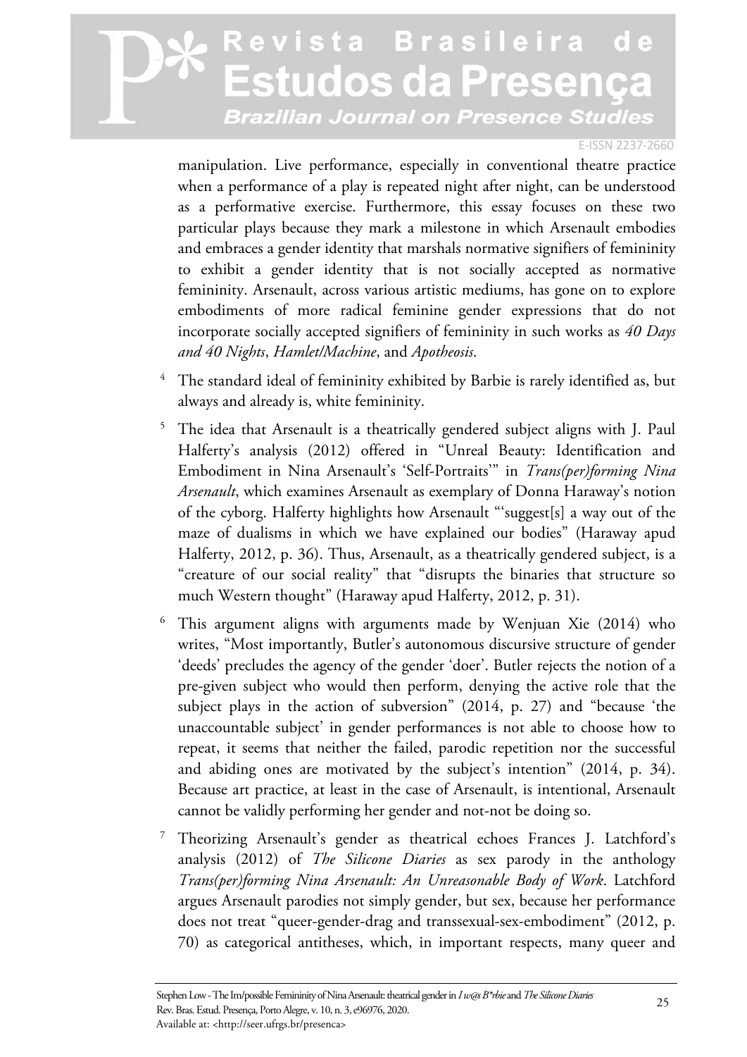manipulation. Live performance, especially in conventional theatre practice when a performance of a play is repeated night after night, can be understood as a performative exercise. Furthermore, this essay focuses on these two particular plays because they mark a milestone in which Arsenault embodies and embraces a gender identity that marshals normative signifiers of femininity to exhibit a gender identity that is not socially accepted as normative femininity. Arsenault, across various artistic mediums, has gone on to explore embodiments of more radical feminine gender expressions that do not incorporate socially accepted signifiers of femininity in such works as *40 Days and 40 Nights*, *Hamlet/Machine*, and *Apotheosis*.

4 The standard ideal of femininity exhibited by Barbie is rarely identified as, but always and already is, white femininity.

5 The idea that Arsenault is a theatrically gendered subject aligns with J. Paul Halferty's analysis (2012) offered in "Unreal Beauty: Identification and Embodiment in Nina Arsenault's 'Self-Portraits'" in *Trans(per)forming Nina Arsenault*, which examines Arsenault as exemplary of Donna Haraway's notion of the cyborg. Halferty highlights how Arsenault "'suggest[s] a way out of the maze of dualisms in which we have explained our bodies" (Haraway apud Halferty, 2012, p. 36). Thus, Arsenault, as a theatrically gendered subject, is a "creature of our social reality" that "disrupts the binaries that structure so much Western thought" (Haraway apud Halferty, 2012, p. 31).

6 This argument aligns with arguments made by Wenjuan Xie (2014) who writes, "Most importantly, Butler's autonomous discursive structure of gender 'deeds' precludes the agency of the gender 'doer'. Butler rejects the notion of a pre-given subject who would then perform, denying the active role that the subject plays in the action of subversion" (2014, p. 27) and "because 'the unaccountable subject' in gender performances is not able to choose how to repeat, it seems that neither the failed, parodic repetition nor the successful and abiding ones are motivated by the subject's intention" (2014, p. 34). Because art practice, at least in the case of Arsenault, is intentional, Arsenault cannot be validly performing her gender and not-not be doing so.

7 Theorizing Arsenault's gender as theatrical echoes Frances J. Latchford's analysis (2012) of *The Silicone Diaries* as sex parody in the anthology *Trans(per)forming Nina Arsenault: An Unreasonable Body of Work*. Latchford argues Arsenault parodies not simply gender, but sex, because her performance does not treat "queer-gender-drag and transsexual-sex-embodiment" (2012, p. 70) as categorical antitheses, which, in important respects, many queer and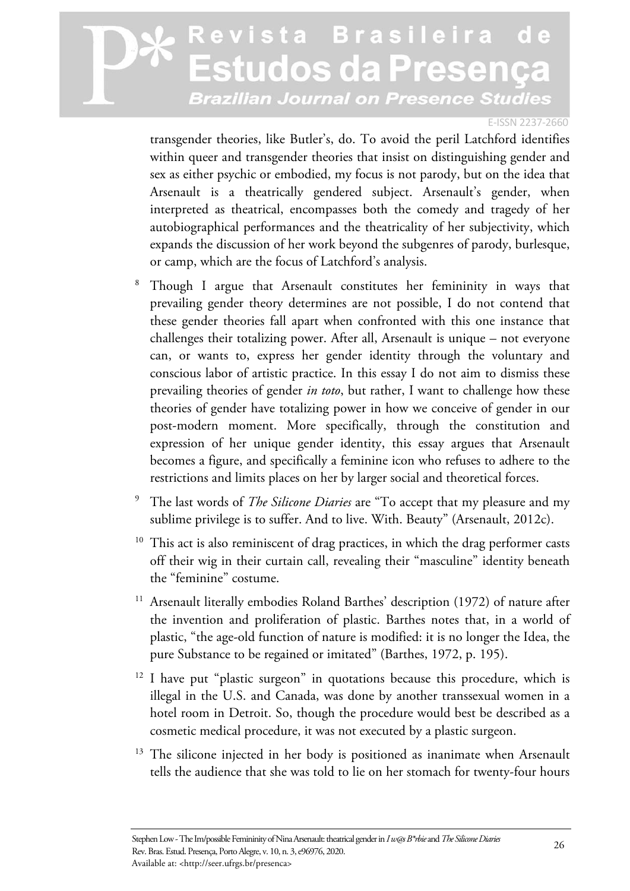transgender theories, like Butler's, do. To avoid the peril Latchford identifies within queer and transgender theories that insist on distinguishing gender and sex as either psychic or embodied, my focus is not parody, but on the idea that Arsenault is a theatrically gendered subject. Arsenault's gender, when interpreted as theatrical, encompasses both the comedy and tragedy of her autobiographical performances and the theatricality of her subjectivity, which expands the discussion of her work beyond the subgenres of parody, burlesque, or camp, which are the focus of Latchford's analysis.

[8] Though I argue that Arsenault constitutes her femininity in ways that prevailing gender theory determines are not possible, I do not contend that these gender theories fall apart when confronted with this one instance that challenges their totalizing power. After all, Arsenault is unique – not everyone can, or wants to, express her gender identity through the voluntary and conscious labor of artistic practice. In this essay I do not aim to dismiss these prevailing theories of gender *in toto*, but rather, I want to challenge how these theories of gender have totalizing power in how we conceive of gender in our post-modern moment. More specifically, through the constitution and expression of her unique gender identity, this essay argues that Arsenault becomes a figure, and specifically a feminine icon who refuses to adhere to the restrictions and limits places on her by larger social and theoretical forces.

[9] The last words of *The Silicone Diaries* are "To accept that my pleasure and my sublime privilege is to suffer. And to live. With. Beauty" (Arsenault, 2012c).

[10] This act is also reminiscent of drag practices, in which the drag performer casts off their wig in their curtain call, revealing their "masculine" identity beneath the "feminine" costume.

[11] Arsenault literally embodies Roland Barthes' description (1972) of nature after the invention and proliferation of plastic. Barthes notes that, in a world of plastic, "the age-old function of nature is modified: it is no longer the Idea, the pure Substance to be regained or imitated" (Barthes, 1972, p. 195).

[12] I have put "plastic surgeon" in quotations because this procedure, which is illegal in the U.S. and Canada, was done by another transsexual women in a hotel room in Detroit. So, though the procedure would best be described as a cosmetic medical procedure, it was not executed by a plastic surgeon.

[13] The silicone injected in her body is positioned as inanimate when Arsenault tells the audience that she was told to lie on her stomach for twenty-four hours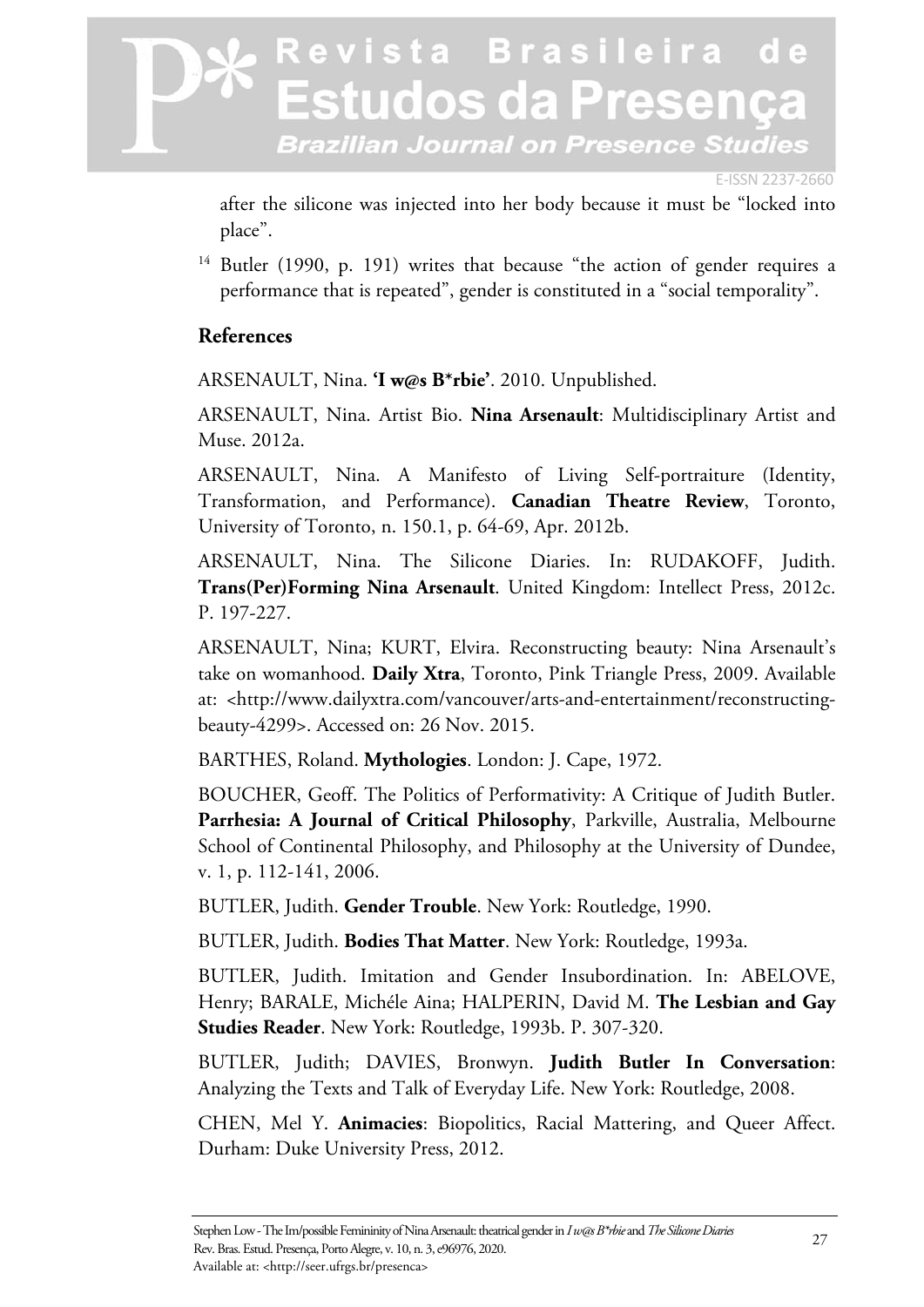after the silicone was injected into her body because it must be "locked into place".

[14] Butler (1990, p. 191) writes that because "the action of gender requires a performance that is repeated", gender is constituted in a "social temporality".

## References

ARSENAULT, Nina. **'I w@s B*rbie'**. 2010. Unpublished.

ARSENAULT, Nina. Artist Bio. **Nina Arsenault**: Multidisciplinary Artist and Muse. 2012a.

ARSENAULT, Nina. A Manifesto of Living Self-portraiture (Identity, Transformation, and Performance). **Canadian Theatre Review**, Toronto, University of Toronto, n. 150.1, p. 64-69, Apr. 2012b.

ARSENAULT, Nina. The Silicone Diaries. In: RUDAKOFF, Judith. **Trans(Per)Forming Nina Arsenault**. United Kingdom: Intellect Press, 2012c. P. 197-227.

ARSENAULT, Nina; KURT, Elvira. Reconstructing beauty: Nina Arsenault's take on womanhood. **Daily Xtra**, Toronto, Pink Triangle Press, 2009. Available at: <http://www.dailyxtra.com/vancouver/arts-and-entertainment/reconstructing-beauty-4299>. Accessed on: 26 Nov. 2015.

BARTHES, Roland. **Mythologies**. London: J. Cape, 1972.

BOUCHER, Geoff. The Politics of Performativity: A Critique of Judith Butler. **Parrhesia: A Journal of Critical Philosophy**, Parkville, Australia, Melbourne School of Continental Philosophy, and Philosophy at the University of Dundee, v. 1, p. 112-141, 2006.

BUTLER, Judith. **Gender Trouble**. New York: Routledge, 1990.

BUTLER, Judith. **Bodies That Matter**. New York: Routledge, 1993a.

BUTLER, Judith. Imitation and Gender Insubordination. In: ABELOVE, Henry; BARALE, Michéle Aina; HALPERIN, David M. **The Lesbian and Gay Studies Reader**. New York: Routledge, 1993b. P. 307-320.

BUTLER, Judith; DAVIES, Bronwyn. **Judith Butler In Conversation**: Analyzing the Texts and Talk of Everyday Life. New York: Routledge, 2008.

CHEN, Mel Y. **Animacies**: Biopolitics, Racial Mattering, and Queer Affect. Durham: Duke University Press, 2012.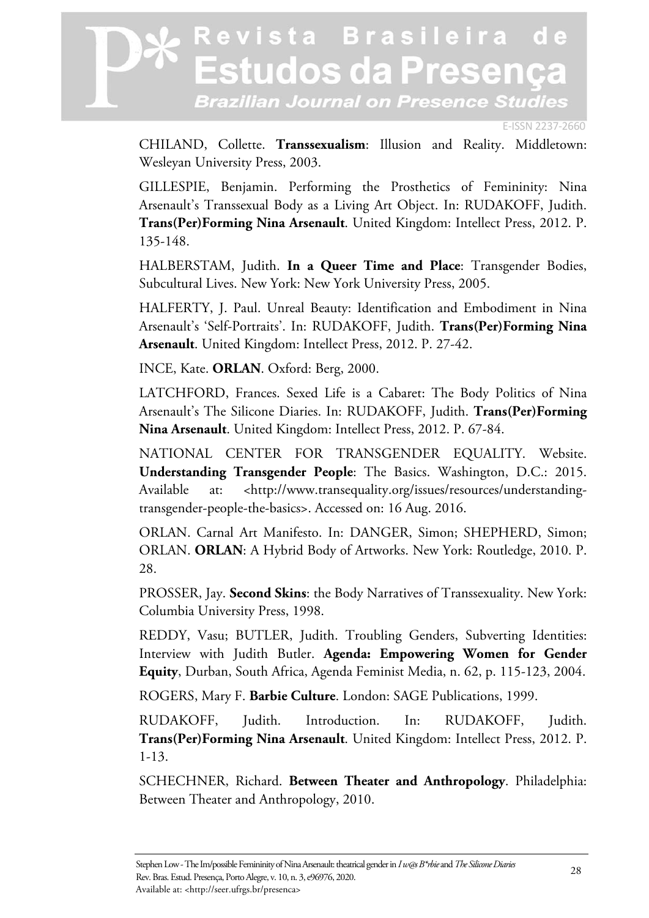CHILAND, Collette. **Transsexualism**: Illusion and Reality. Middletown: Wesleyan University Press, 2003.

GILLESPIE, Benjamin. Performing the Prosthetics of Femininity: Nina Arsenault's Transsexual Body as a Living Art Object. In: RUDAKOFF, Judith. **Trans(Per)Forming Nina Arsenault**. United Kingdom: Intellect Press, 2012. P. 135-148.

HALBERSTAM, Judith. **In a Queer Time and Place**: Transgender Bodies, Subcultural Lives. New York: New York University Press, 2005.

HALFERTY, J. Paul. Unreal Beauty: Identification and Embodiment in Nina Arsenault's 'Self-Portraits'. In: RUDAKOFF, Judith. **Trans(Per)Forming Nina Arsenault**. United Kingdom: Intellect Press, 2012. P. 27-42.

INCE, Kate. **ORLAN**. Oxford: Berg, 2000.

LATCHFORD, Frances. Sexed Life is a Cabaret: The Body Politics of Nina Arsenault's The Silicone Diaries. In: RUDAKOFF, Judith. **Trans(Per)Forming Nina Arsenault**. United Kingdom: Intellect Press, 2012. P. 67-84.

NATIONAL CENTER FOR TRANSGENDER EQUALITY. Website. **Understanding Transgender People**: The Basics. Washington, D.C.: 2015. Available at: <http://www.transequality.org/issues/resources/understanding-transgender-people-the-basics>. Accessed on: 16 Aug. 2016.

ORLAN. Carnal Art Manifesto. In: DANGER, Simon; SHEPHERD, Simon; ORLAN. **ORLAN**: A Hybrid Body of Artworks. New York: Routledge, 2010. P. 28.

PROSSER, Jay. **Second Skins**: the Body Narratives of Transsexuality. New York: Columbia University Press, 1998.

REDDY, Vasu; BUTLER, Judith. Troubling Genders, Subverting Identities: Interview with Judith Butler. **Agenda: Empowering Women for Gender Equity**, Durban, South Africa, Agenda Feminist Media, n. 62, p. 115-123, 2004.

ROGERS, Mary F. **Barbie Culture**. London: SAGE Publications, 1999.

RUDAKOFF, Judith. Introduction. In: RUDAKOFF, Judith. **Trans(Per)Forming Nina Arsenault**. United Kingdom: Intellect Press, 2012. P. 1-13.

SCHECHNER, Richard. **Between Theater and Anthropology**. Philadelphia: Between Theater and Anthropology, 2010.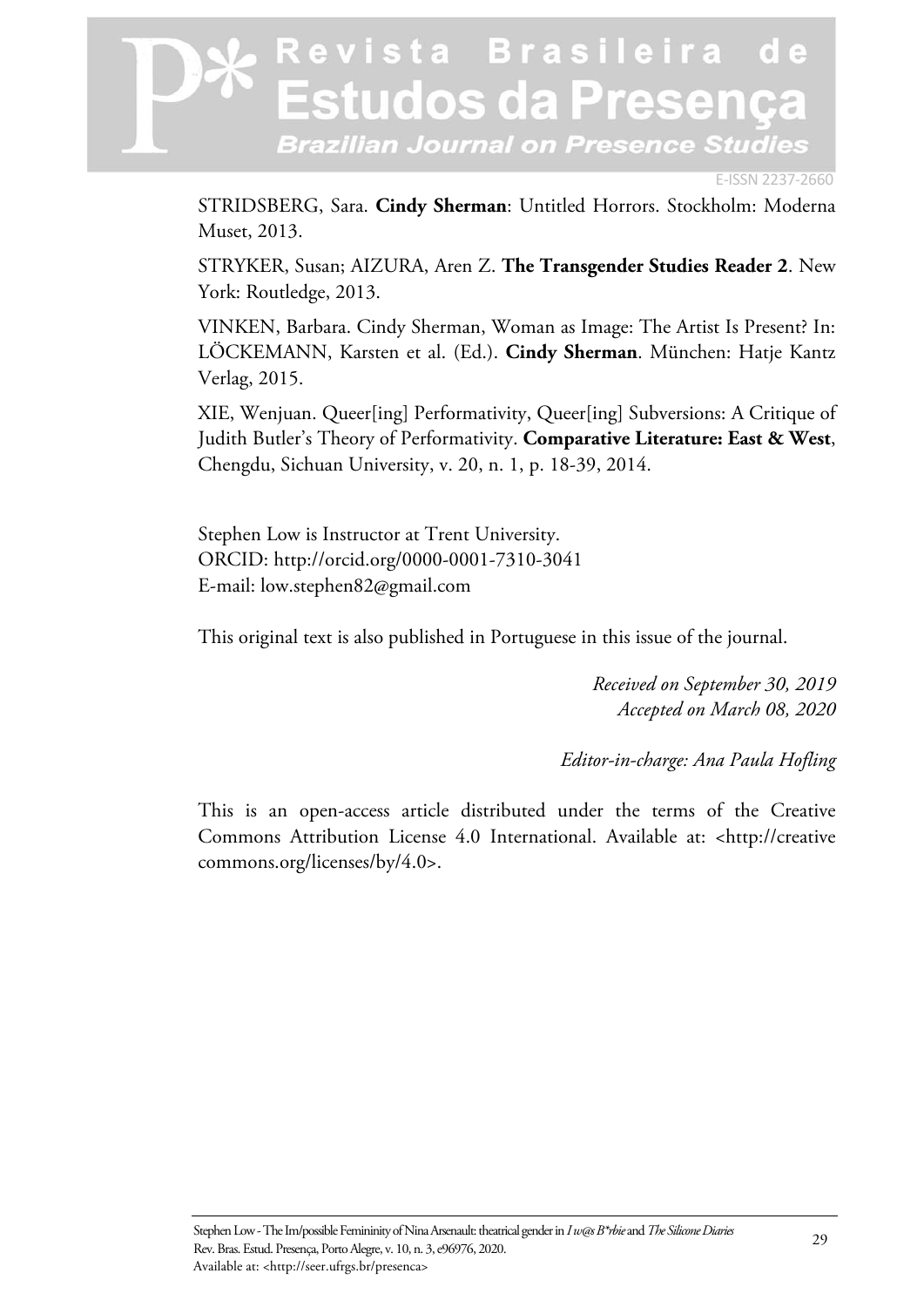STRIDSBERG, Sara. **Cindy Sherman**: Untitled Horrors. Stockholm: Moderna Muset, 2013.

STRYKER, Susan; AIZURA, Aren Z. **The Transgender Studies Reader 2**. New York: Routledge, 2013.

VINKEN, Barbara. Cindy Sherman, Woman as Image: The Artist Is Present? In: LÖCKEMANN, Karsten et al. (Ed.). **Cindy Sherman**. München: Hatje Kantz Verlag, 2015.

XIE, Wenjuan. Queer[ing] Performativity, Queer[ing] Subversions: A Critique of Judith Butler's Theory of Performativity. **Comparative Literature: East & West**, Chengdu, Sichuan University, v. 20, n. 1, p. 18-39, 2014.

Stephen Low is Instructor at Trent University.
ORCID: http://orcid.org/0000-0001-7310-3041
E-mail: low.stephen82@gmail.com

This original text is also published in Portuguese in this issue of the journal.

*Received on September 30, 2019*
*Accepted on March 08, 2020*

*Editor-in-charge: Ana Paula Hofling*

This is an open-access article distributed under the terms of the Creative Commons Attribution License 4.0 International. Available at: <http://creative commons.org/licenses/by/4.0>.